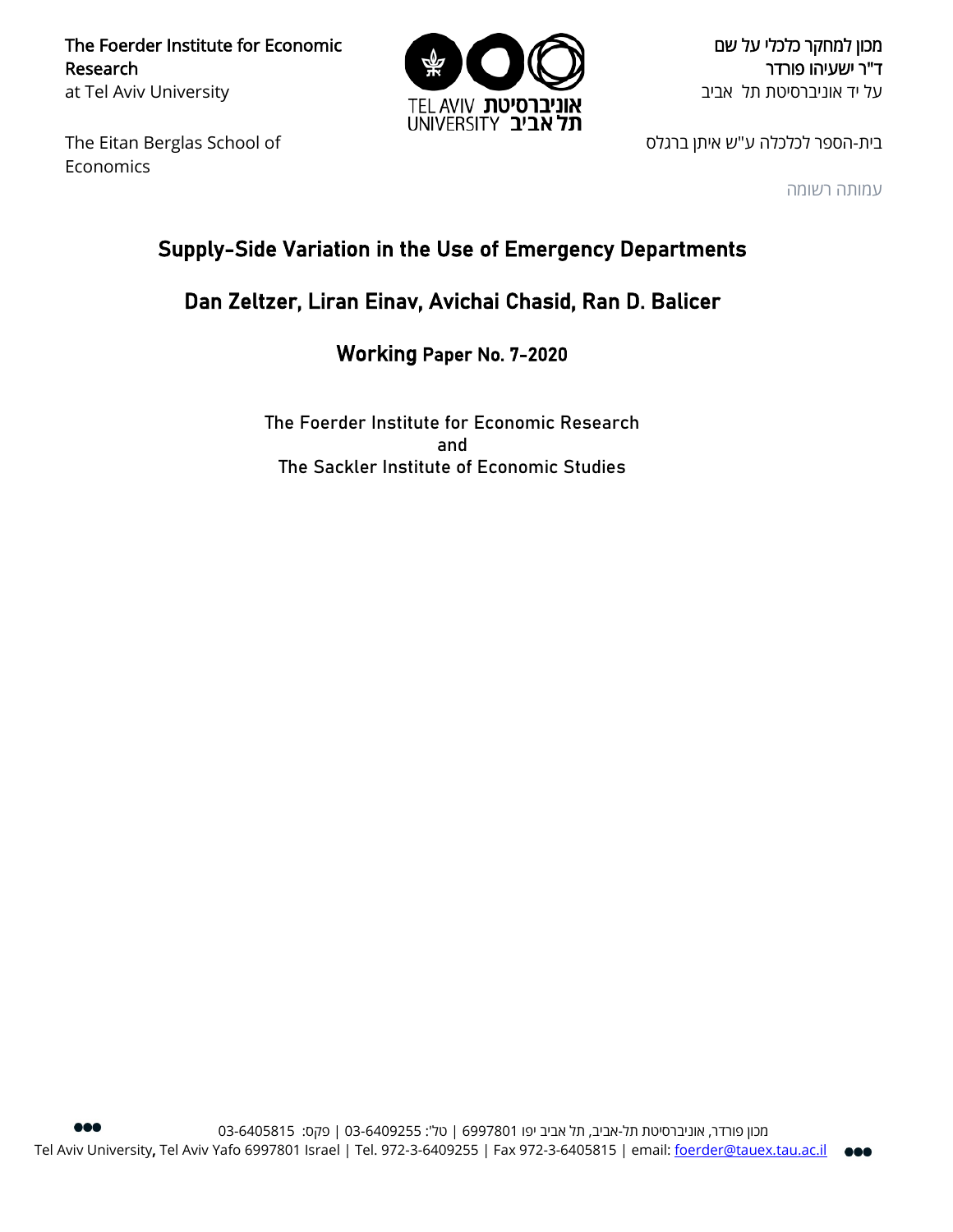The Foerder Institute for Economic Research
at Tel Aviv University

מכון למחקר כלכלי על שם
ד"ר ישעיהו פורדר
על יד אוניברסיטת תל אביב

The Eitan Berglas School of Economics

בית-הספר לכלכלה ע"ש איתן ברגלס

עמותה רשומה

# Supply-Side Variation in the Use of Emergency Departments

## Dan Zeltzer, Liran Einav, Avichai Chasid, Ran D. Balicer

### Working Paper No. 7-2020

The Foerder Institute for Economic Research
and
The Sackler Institute of Economic Studies

מכון פורדר, אוניברסיטת תל-אביב, תל אביב יפו 6997801 | טל': 03-6409255 | פקס: 03-6405815
Tel Aviv University, Tel Aviv Yafo 6997801 Israel | Tel. 972-3-6409255 | Fax 972-3-6405815 | email: foerder@tauex.tau.ac.il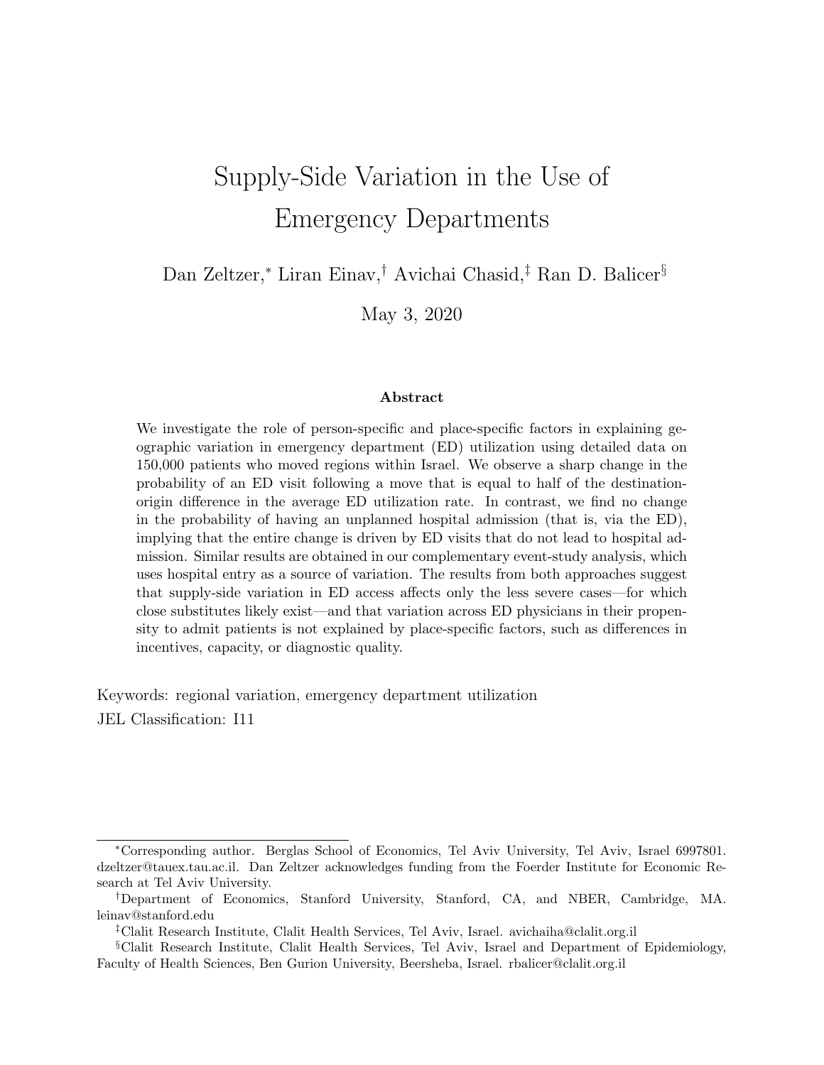# Supply-Side Variation in the Use of Emergency Departments

Dan Zeltzer,[*] Liran Einav,[†] Avichai Chasid,[‡] Ran D. Balicer[§]

May 3, 2020

### Abstract

We investigate the role of person-specific and place-specific factors in explaining geographic variation in emergency department (ED) utilization using detailed data on 150,000 patients who moved regions within Israel. We observe a sharp change in the probability of an ED visit following a move that is equal to half of the destination-origin difference in the average ED utilization rate. In contrast, we find no change in the probability of having an unplanned hospital admission (that is, via the ED), implying that the entire change is driven by ED visits that do not lead to hospital admission. Similar results are obtained in our complementary event-study analysis, which uses hospital entry as a source of variation. The results from both approaches suggest that supply-side variation in ED access affects only the less severe cases—for which close substitutes likely exist—and that variation across ED physicians in their propensity to admit patients is not explained by place-specific factors, such as differences in incentives, capacity, or diagnostic quality.

Keywords: regional variation, emergency department utilization

JEL Classification: I11

---

[*] Corresponding author. Berglas School of Economics, Tel Aviv University, Tel Aviv, Israel 6997801. dzeltzer@tauex.tau.ac.il. Dan Zeltzer acknowledges funding from the Foerder Institute for Economic Research at Tel Aviv University.

[†] Department of Economics, Stanford University, Stanford, CA, and NBER, Cambridge, MA. leinav@stanford.edu

[‡] Clalit Research Institute, Clalit Health Services, Tel Aviv, Israel. avichaiha@clalit.org.il

[§] Clalit Research Institute, Clalit Health Services, Tel Aviv, Israel and Department of Epidemiology, Faculty of Health Sciences, Ben Gurion University, Beersheba, Israel. rbalicer@clalit.org.il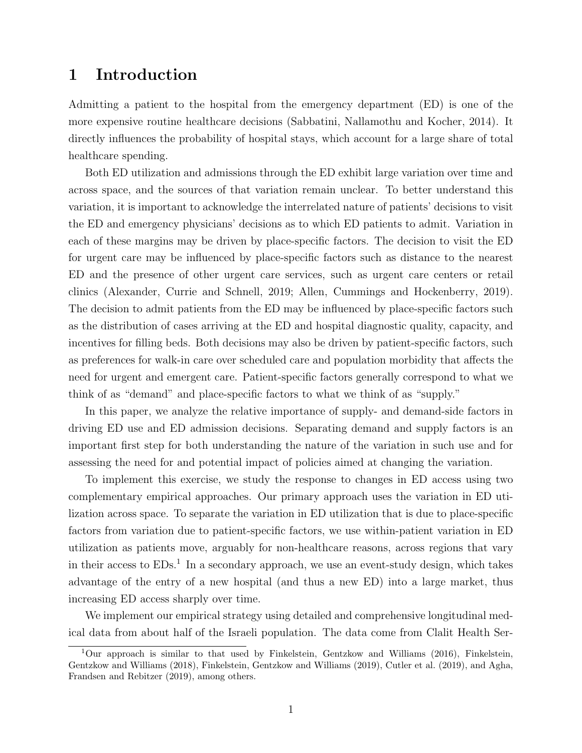# 1 Introduction

Admitting a patient to the hospital from the emergency department (ED) is one of the more expensive routine healthcare decisions (Sabbatini, Nallamothu and Kocher, 2014). It directly influences the probability of hospital stays, which account for a large share of total healthcare spending.

Both ED utilization and admissions through the ED exhibit large variation over time and across space, and the sources of that variation remain unclear. To better understand this variation, it is important to acknowledge the interrelated nature of patients' decisions to visit the ED and emergency physicians' decisions as to which ED patients to admit. Variation in each of these margins may be driven by place-specific factors. The decision to visit the ED for urgent care may be influenced by place-specific factors such as distance to the nearest ED and the presence of other urgent care services, such as urgent care centers or retail clinics (Alexander, Currie and Schnell, 2019; Allen, Cummings and Hockenberry, 2019). The decision to admit patients from the ED may be influenced by place-specific factors such as the distribution of cases arriving at the ED and hospital diagnostic quality, capacity, and incentives for filling beds. Both decisions may also be driven by patient-specific factors, such as preferences for walk-in care over scheduled care and population morbidity that affects the need for urgent and emergent care. Patient-specific factors generally correspond to what we think of as "demand" and place-specific factors to what we think of as "supply."

In this paper, we analyze the relative importance of supply- and demand-side factors in driving ED use and ED admission decisions. Separating demand and supply factors is an important first step for both understanding the nature of the variation in such use and for assessing the need for and potential impact of policies aimed at changing the variation.

To implement this exercise, we study the response to changes in ED access using two complementary empirical approaches. Our primary approach uses the variation in ED utilization across space. To separate the variation in ED utilization that is due to place-specific factors from variation due to patient-specific factors, we use within-patient variation in ED utilization as patients move, arguably for non-healthcare reasons, across regions that vary in their access to EDs.[1] In a secondary approach, we use an event-study design, which takes advantage of the entry of a new hospital (and thus a new ED) into a large market, thus increasing ED access sharply over time.

We implement our empirical strategy using detailed and comprehensive longitudinal medical data from about half of the Israeli population. The data come from Clalit Health Ser-

[1] Our approach is similar to that used by Finkelstein, Gentzkow and Williams (2016), Finkelstein, Gentzkow and Williams (2018), Finkelstein, Gentzkow and Williams (2019), Cutler et al. (2019), and Agha, Frandsen and Rebitzer (2019), among others.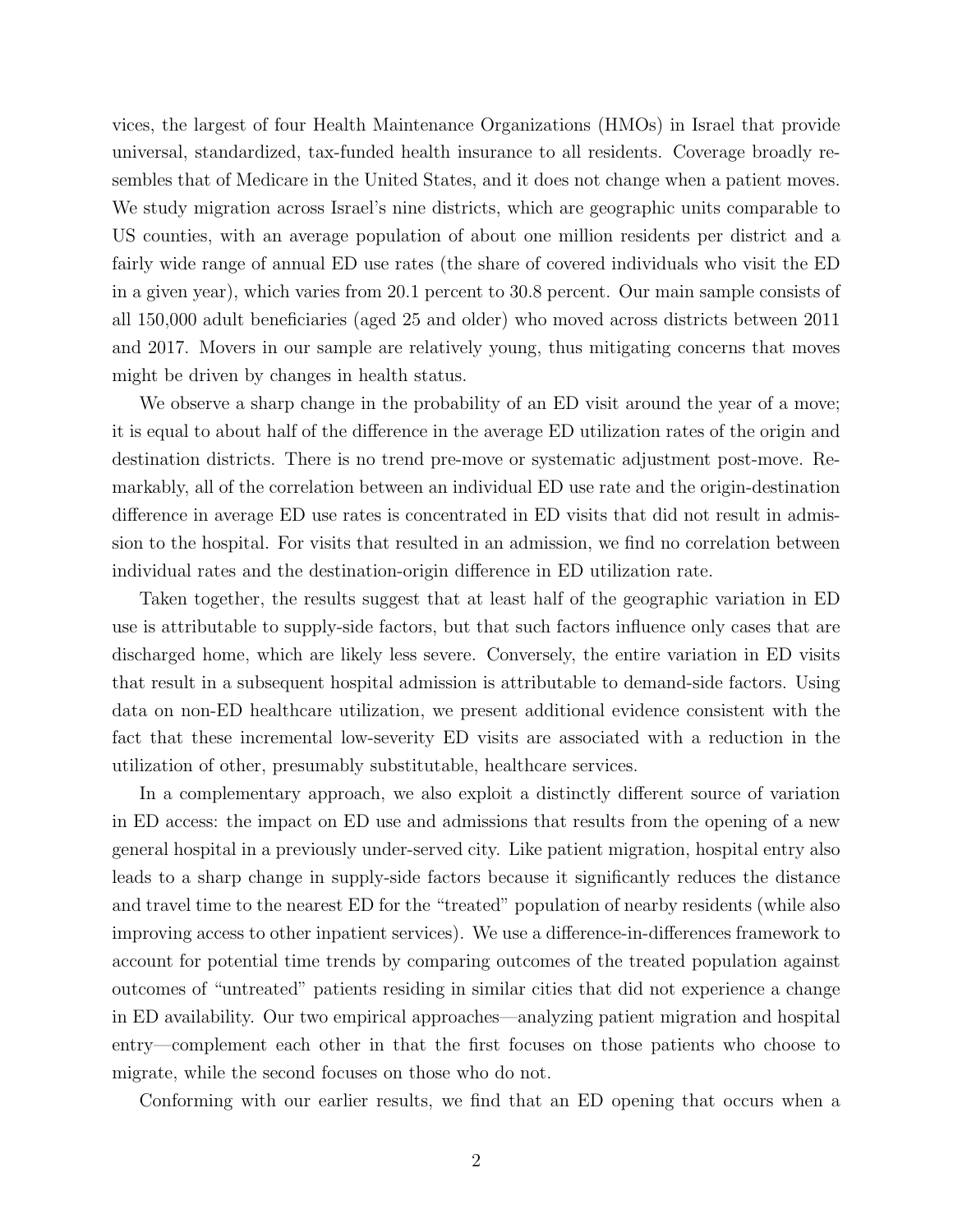vices, the largest of four Health Maintenance Organizations (HMOs) in Israel that provide universal, standardized, tax-funded health insurance to all residents. Coverage broadly resembles that of Medicare in the United States, and it does not change when a patient moves. We study migration across Israel's nine districts, which are geographic units comparable to US counties, with an average population of about one million residents per district and a fairly wide range of annual ED use rates (the share of covered individuals who visit the ED in a given year), which varies from 20.1 percent to 30.8 percent. Our main sample consists of all 150,000 adult beneficiaries (aged 25 and older) who moved across districts between 2011 and 2017. Movers in our sample are relatively young, thus mitigating concerns that moves might be driven by changes in health status.

We observe a sharp change in the probability of an ED visit around the year of a move; it is equal to about half of the difference in the average ED utilization rates of the origin and destination districts. There is no trend pre-move or systematic adjustment post-move. Remarkably, all of the correlation between an individual ED use rate and the origin-destination difference in average ED use rates is concentrated in ED visits that did not result in admission to the hospital. For visits that resulted in an admission, we find no correlation between individual rates and the destination-origin difference in ED utilization rate.

Taken together, the results suggest that at least half of the geographic variation in ED use is attributable to supply-side factors, but that such factors influence only cases that are discharged home, which are likely less severe. Conversely, the entire variation in ED visits that result in a subsequent hospital admission is attributable to demand-side factors. Using data on non-ED healthcare utilization, we present additional evidence consistent with the fact that these incremental low-severity ED visits are associated with a reduction in the utilization of other, presumably substitutable, healthcare services.

In a complementary approach, we also exploit a distinctly different source of variation in ED access: the impact on ED use and admissions that results from the opening of a new general hospital in a previously under-served city. Like patient migration, hospital entry also leads to a sharp change in supply-side factors because it significantly reduces the distance and travel time to the nearest ED for the "treated" population of nearby residents (while also improving access to other inpatient services). We use a difference-in-differences framework to account for potential time trends by comparing outcomes of the treated population against outcomes of "untreated" patients residing in similar cities that did not experience a change in ED availability. Our two empirical approaches—analyzing patient migration and hospital entry—complement each other in that the first focuses on those patients who choose to migrate, while the second focuses on those who do not.

Conforming with our earlier results, we find that an ED opening that occurs when a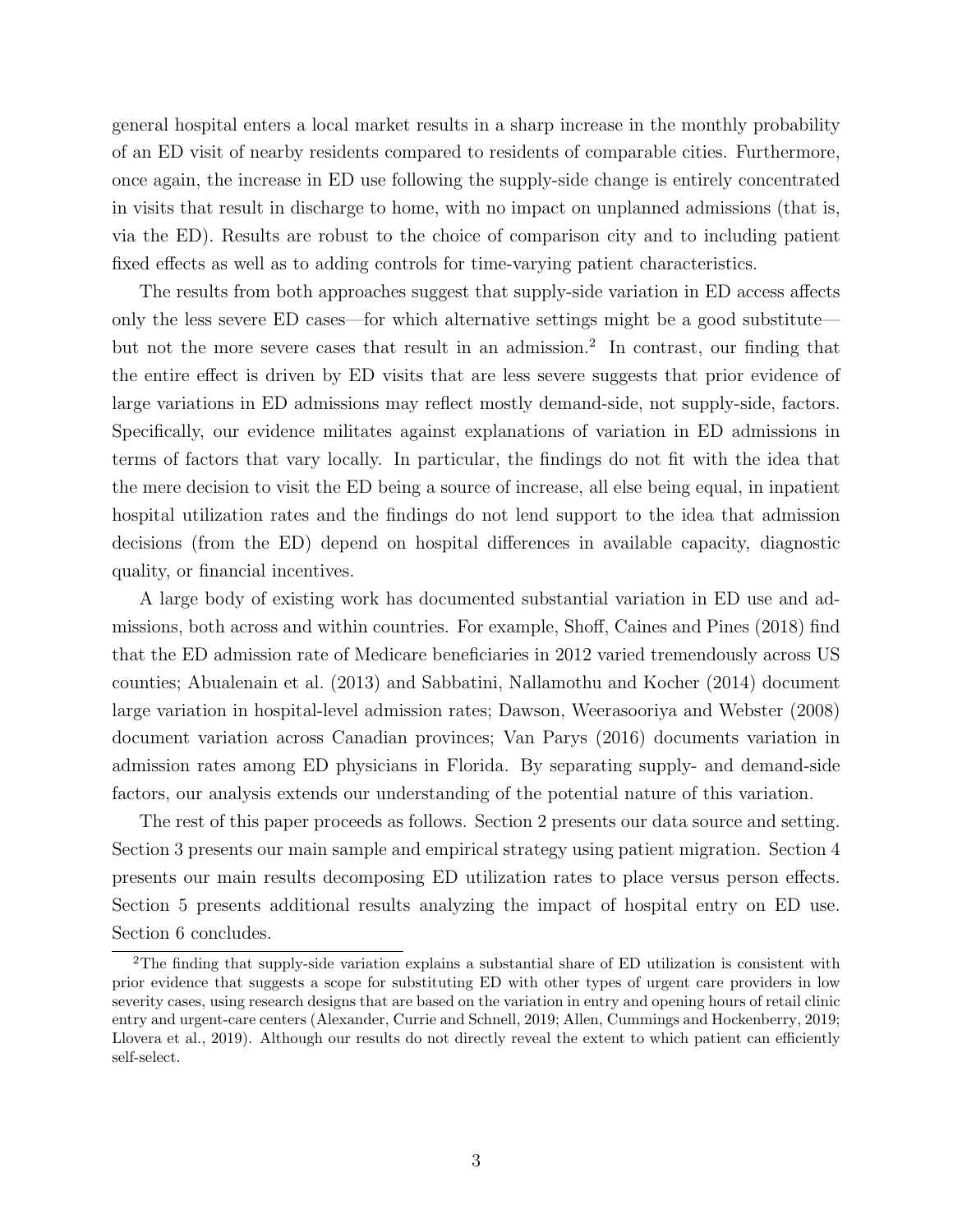general hospital enters a local market results in a sharp increase in the monthly probability of an ED visit of nearby residents compared to residents of comparable cities. Furthermore, once again, the increase in ED use following the supply-side change is entirely concentrated in visits that result in discharge to home, with no impact on unplanned admissions (that is, via the ED). Results are robust to the choice of comparison city and to including patient fixed effects as well as to adding controls for time-varying patient characteristics.

The results from both approaches suggest that supply-side variation in ED access affects only the less severe ED cases—for which alternative settings might be a good substitute—but not the more severe cases that result in an admission.[2] In contrast, our finding that the entire effect is driven by ED visits that are less severe suggests that prior evidence of large variations in ED admissions may reflect mostly demand-side, not supply-side, factors. Specifically, our evidence militates against explanations of variation in ED admissions in terms of factors that vary locally. In particular, the findings do not fit with the idea that the mere decision to visit the ED being a source of increase, all else being equal, in inpatient hospital utilization rates and the findings do not lend support to the idea that admission decisions (from the ED) depend on hospital differences in available capacity, diagnostic quality, or financial incentives.

A large body of existing work has documented substantial variation in ED use and admissions, both across and within countries. For example, Shoff, Caines and Pines (2018) find that the ED admission rate of Medicare beneficiaries in 2012 varied tremendously across US counties; Abualenain et al. (2013) and Sabbatini, Nallamothu and Kocher (2014) document large variation in hospital-level admission rates; Dawson, Weerasooriya and Webster (2008) document variation across Canadian provinces; Van Parys (2016) documents variation in admission rates among ED physicians in Florida. By separating supply- and demand-side factors, our analysis extends our understanding of the potential nature of this variation.

The rest of this paper proceeds as follows. Section 2 presents our data source and setting. Section 3 presents our main sample and empirical strategy using patient migration. Section 4 presents our main results decomposing ED utilization rates to place versus person effects. Section 5 presents additional results analyzing the impact of hospital entry on ED use. Section 6 concludes.

[2] The finding that supply-side variation explains a substantial share of ED utilization is consistent with prior evidence that suggests a scope for substituting ED with other types of urgent care providers in low severity cases, using research designs that are based on the variation in entry and opening hours of retail clinic entry and urgent-care centers (Alexander, Currie and Schnell, 2019; Allen, Cummings and Hockenberry, 2019; Llovera et al., 2019). Although our results do not directly reveal the extent to which patient can efficiently self-select.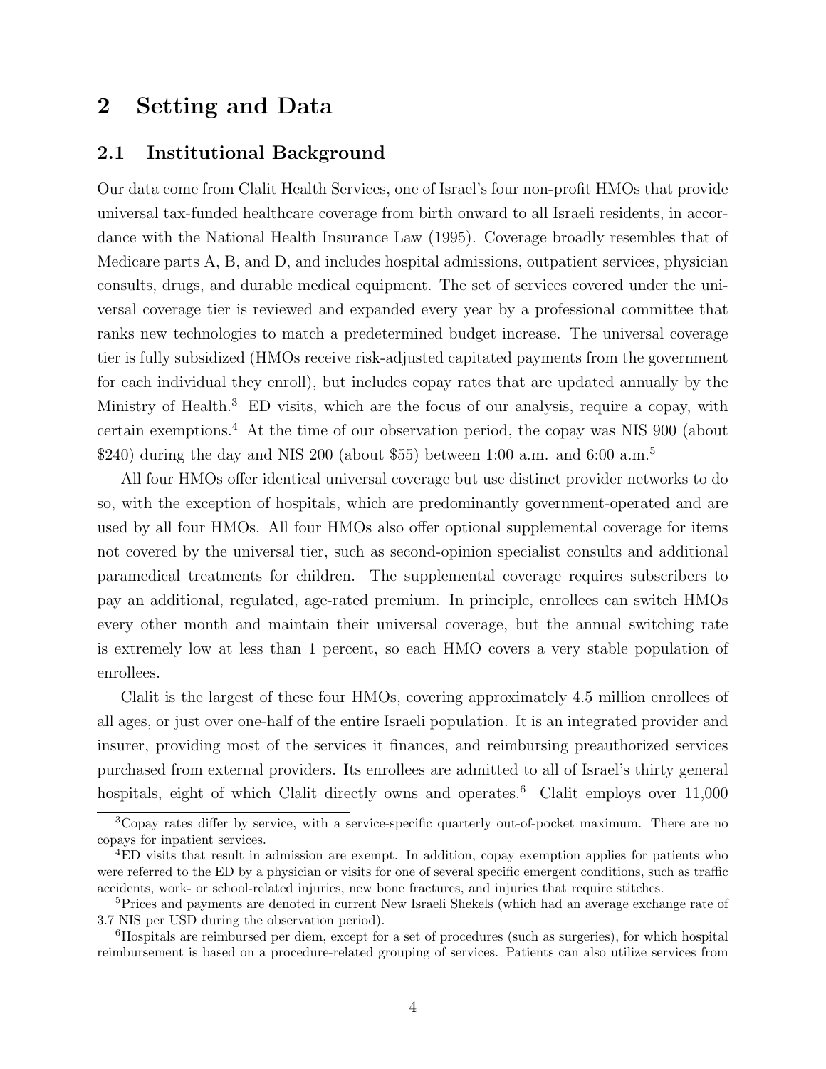# 2 Setting and Data

## 2.1 Institutional Background

Our data come from Clalit Health Services, one of Israel's four non-profit HMOs that provide universal tax-funded healthcare coverage from birth onward to all Israeli residents, in accordance with the National Health Insurance Law (1995). Coverage broadly resembles that of Medicare parts A, B, and D, and includes hospital admissions, outpatient services, physician consults, drugs, and durable medical equipment. The set of services covered under the universal coverage tier is reviewed and expanded every year by a professional committee that ranks new technologies to match a predetermined budget increase. The universal coverage tier is fully subsidized (HMOs receive risk-adjusted capitated payments from the government for each individual they enroll), but includes copay rates that are updated annually by the Ministry of Health.[3] ED visits, which are the focus of our analysis, require a copay, with certain exemptions.[4] At the time of our observation period, the copay was NIS 900 (about $240) during the day and NIS 200 (about $55) between 1:00 a.m. and 6:00 a.m.[5]

All four HMOs offer identical universal coverage but use distinct provider networks to do so, with the exception of hospitals, which are predominantly government-operated and are used by all four HMOs. All four HMOs also offer optional supplemental coverage for items not covered by the universal tier, such as second-opinion specialist consults and additional paramedical treatments for children. The supplemental coverage requires subscribers to pay an additional, regulated, age-rated premium. In principle, enrollees can switch HMOs every other month and maintain their universal coverage, but the annual switching rate is extremely low at less than 1 percent, so each HMO covers a very stable population of enrollees.

Clalit is the largest of these four HMOs, covering approximately 4.5 million enrollees of all ages, or just over one-half of the entire Israeli population. It is an integrated provider and insurer, providing most of the services it finances, and reimbursing preauthorized services purchased from external providers. Its enrollees are admitted to all of Israel's thirty general hospitals, eight of which Clalit directly owns and operates.[6] Clalit employs over 11,000

[3] Copay rates differ by service, with a service-specific quarterly out-of-pocket maximum. There are no copays for inpatient services.

[4] ED visits that result in admission are exempt. In addition, copay exemption applies for patients who were referred to the ED by a physician or visits for one of several specific emergent conditions, such as traffic accidents, work- or school-related injuries, new bone fractures, and injuries that require stitches.

[5] Prices and payments are denoted in current New Israeli Shekels (which had an average exchange rate of 3.7 NIS per USD during the observation period).

[6] Hospitals are reimbursed per diem, except for a set of procedures (such as surgeries), for which hospital reimbursement is based on a procedure-related grouping of services. Patients can also utilize services from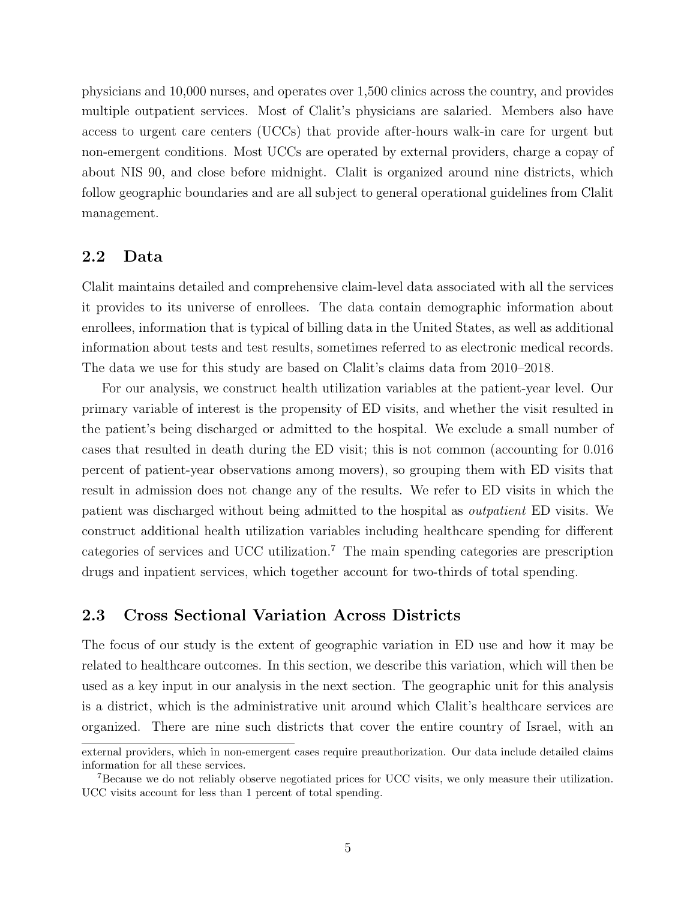physicians and 10,000 nurses, and operates over 1,500 clinics across the country, and provides multiple outpatient services. Most of Clalit's physicians are salaried. Members also have access to urgent care centers (UCCs) that provide after-hours walk-in care for urgent but non-emergent conditions. Most UCCs are operated by external providers, charge a copay of about NIS 90, and close before midnight. Clalit is organized around nine districts, which follow geographic boundaries and are all subject to general operational guidelines from Clalit management.

## 2.2 Data

Clalit maintains detailed and comprehensive claim-level data associated with all the services it provides to its universe of enrollees. The data contain demographic information about enrollees, information that is typical of billing data in the United States, as well as additional information about tests and test results, sometimes referred to as electronic medical records. The data we use for this study are based on Clalit's claims data from 2010–2018.

For our analysis, we construct health utilization variables at the patient-year level. Our primary variable of interest is the propensity of ED visits, and whether the visit resulted in the patient's being discharged or admitted to the hospital. We exclude a small number of cases that resulted in death during the ED visit; this is not common (accounting for 0.016 percent of patient-year observations among movers), so grouping them with ED visits that result in admission does not change any of the results. We refer to ED visits in which the patient was discharged without being admitted to the hospital as *outpatient* ED visits. We construct additional health utilization variables including healthcare spending for different categories of services and UCC utilization.[7] The main spending categories are prescription drugs and inpatient services, which together account for two-thirds of total spending.

## 2.3 Cross Sectional Variation Across Districts

The focus of our study is the extent of geographic variation in ED use and how it may be related to healthcare outcomes. In this section, we describe this variation, which will then be used as a key input in our analysis in the next section. The geographic unit for this analysis is a district, which is the administrative unit around which Clalit's healthcare services are organized. There are nine such districts that cover the entire country of Israel, with an

external providers, which in non-emergent cases require preauthorization. Our data include detailed claims information for all these services.

[7] Because we do not reliably observe negotiated prices for UCC visits, we only measure their utilization. UCC visits account for less than 1 percent of total spending.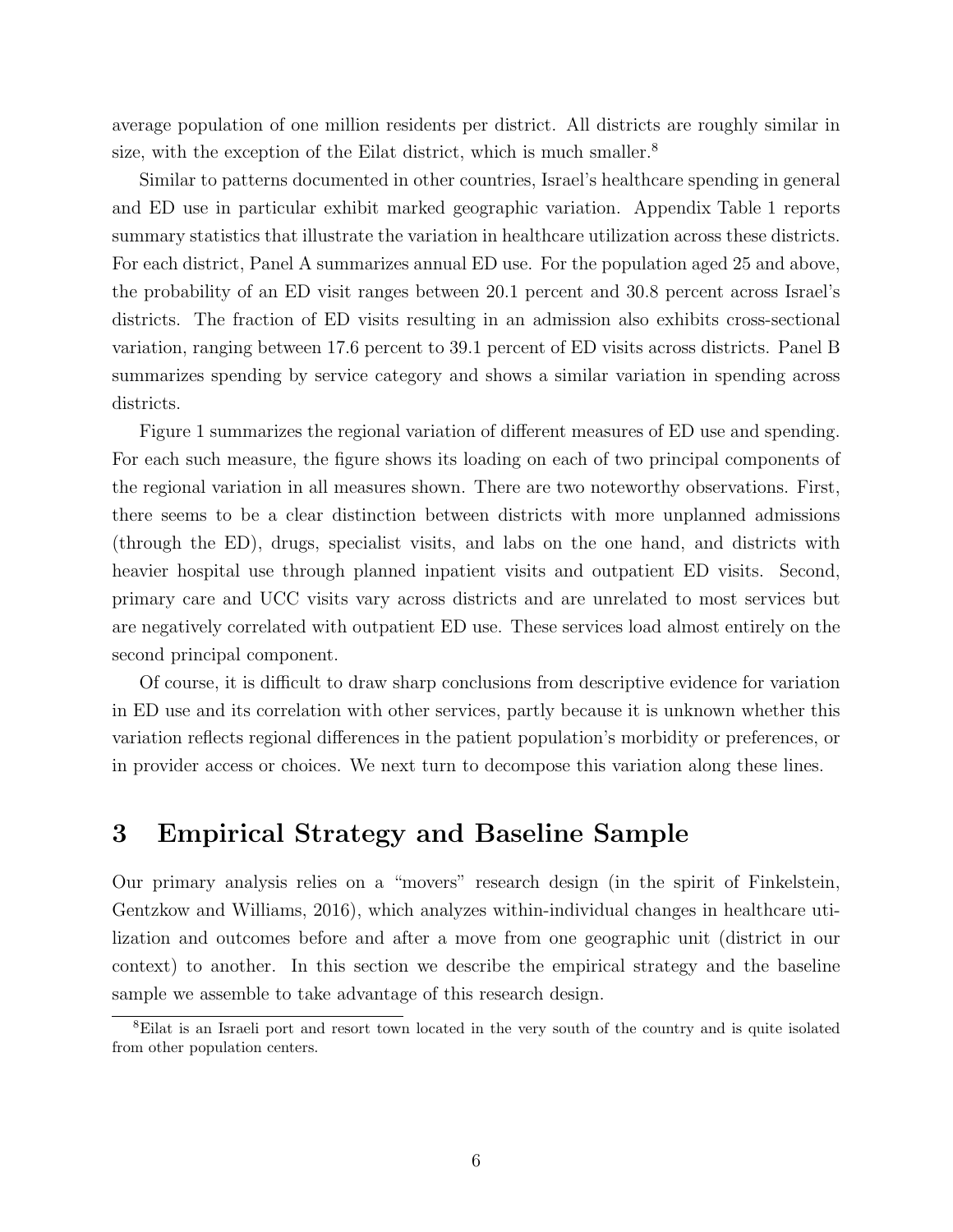average population of one million residents per district. All districts are roughly similar in size, with the exception of the Eilat district, which is much smaller.[8]

Similar to patterns documented in other countries, Israel's healthcare spending in general and ED use in particular exhibit marked geographic variation. Appendix Table 1 reports summary statistics that illustrate the variation in healthcare utilization across these districts. For each district, Panel A summarizes annual ED use. For the population aged 25 and above, the probability of an ED visit ranges between 20.1 percent and 30.8 percent across Israel's districts. The fraction of ED visits resulting in an admission also exhibits cross-sectional variation, ranging between 17.6 percent to 39.1 percent of ED visits across districts. Panel B summarizes spending by service category and shows a similar variation in spending across districts.

Figure 1 summarizes the regional variation of different measures of ED use and spending. For each such measure, the figure shows its loading on each of two principal components of the regional variation in all measures shown. There are two noteworthy observations. First, there seems to be a clear distinction between districts with more unplanned admissions (through the ED), drugs, specialist visits, and labs on the one hand, and districts with heavier hospital use through planned inpatient visits and outpatient ED visits. Second, primary care and UCC visits vary across districts and are unrelated to most services but are negatively correlated with outpatient ED use. These services load almost entirely on the second principal component.

Of course, it is difficult to draw sharp conclusions from descriptive evidence for variation in ED use and its correlation with other services, partly because it is unknown whether this variation reflects regional differences in the patient population's morbidity or preferences, or in provider access or choices. We next turn to decompose this variation along these lines.

# 3 Empirical Strategy and Baseline Sample

Our primary analysis relies on a "movers" research design (in the spirit of Finkelstein, Gentzkow and Williams, 2016), which analyzes within-individual changes in healthcare utilization and outcomes before and after a move from one geographic unit (district in our context) to another. In this section we describe the empirical strategy and the baseline sample we assemble to take advantage of this research design.

[8] Eilat is an Israeli port and resort town located in the very south of the country and is quite isolated from other population centers.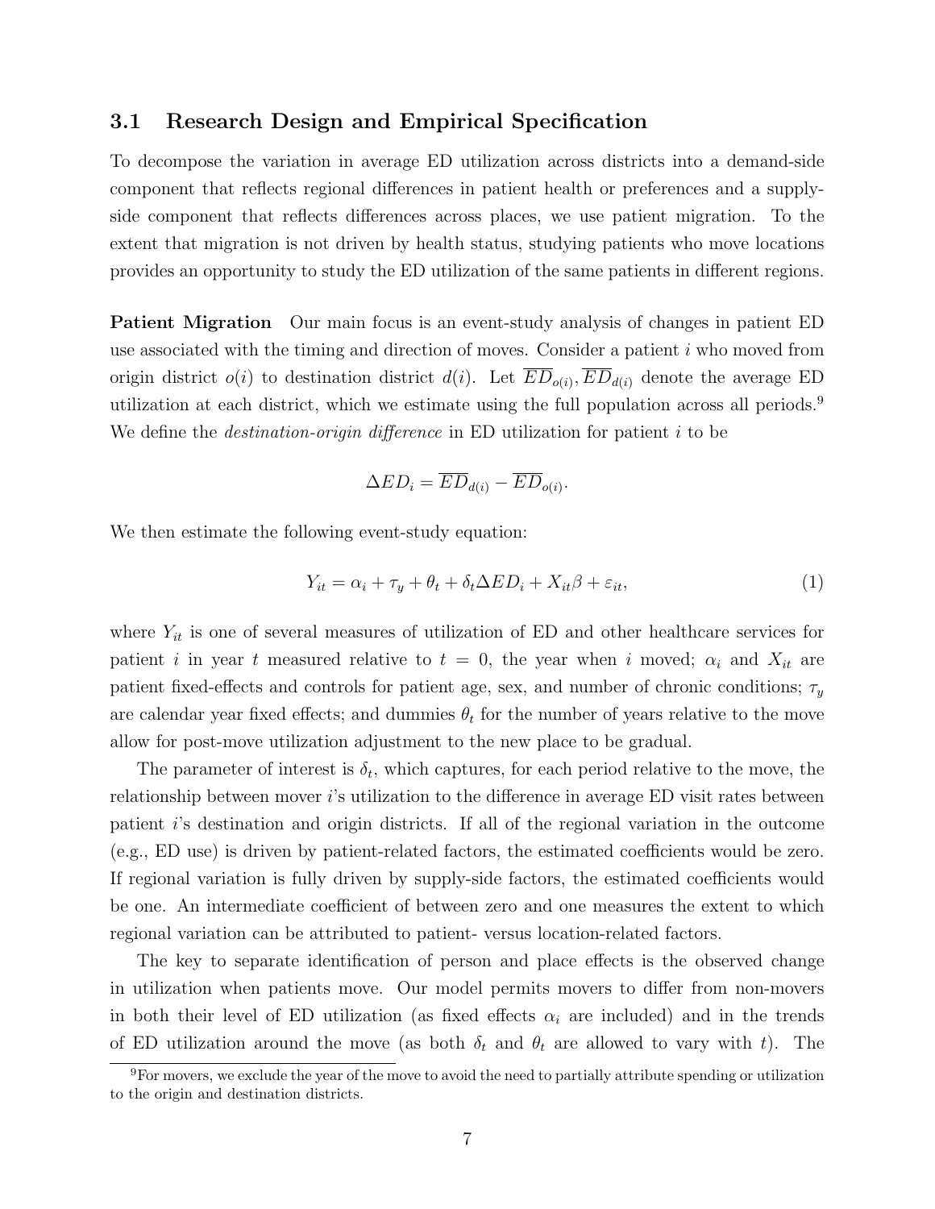### 3.1 Research Design and Empirical Specification

To decompose the variation in average ED utilization across districts into a demand-side component that reflects regional differences in patient health or preferences and a supply-side component that reflects differences across places, we use patient migration. To the extent that migration is not driven by health status, studying patients who move locations provides an opportunity to study the ED utilization of the same patients in different regions.

**Patient Migration** Our main focus is an event-study analysis of changes in patient ED use associated with the timing and direction of moves. Consider a patient $i$ who moved from origin district $o(i)$ to destination district $d(i)$. Let $\overline{ED}_{o(i)}, \overline{ED}_{d(i)}$ denote the average ED utilization at each district, which we estimate using the full population across all periods.[9] We define the *destination-origin difference* in ED utilization for patient $i$ to be

$$\Delta ED_i = \overline{ED}_{d(i)} - \overline{ED}_{o(i)}.$$

We then estimate the following event-study equation:

$$Y_{it} = \alpha_i + \tau_y + \theta_t + \delta_t \Delta ED_i + X_{it}\beta + \varepsilon_{it}, \tag{1}$$

where $Y_{it}$ is one of several measures of utilization of ED and other healthcare services for patient $i$ in year $t$ measured relative to $t = 0$, the year when $i$ moved; $\alpha_i$ and $X_{it}$ are patient fixed-effects and controls for patient age, sex, and number of chronic conditions; $\tau_y$ are calendar year fixed effects; and dummies $\theta_t$ for the number of years relative to the move allow for post-move utilization adjustment to the new place to be gradual.

The parameter of interest is $\delta_t$, which captures, for each period relative to the move, the relationship between mover $i$'s utilization to the difference in average ED visit rates between patient $i$'s destination and origin districts. If all of the regional variation in the outcome (e.g., ED use) is driven by patient-related factors, the estimated coefficients would be zero. If regional variation is fully driven by supply-side factors, the estimated coefficients would be one. An intermediate coefficient of between zero and one measures the extent to which regional variation can be attributed to patient- versus location-related factors.

The key to separate identification of person and place effects is the observed change in utilization when patients move. Our model permits movers to differ from non-movers in both their level of ED utilization (as fixed effects $\alpha_i$ are included) and in the trends of ED utilization around the move (as both $\delta_t$ and $\theta_t$ are allowed to vary with $t$). The

[9] For movers, we exclude the year of the move to avoid the need to partially attribute spending or utilization to the origin and destination districts.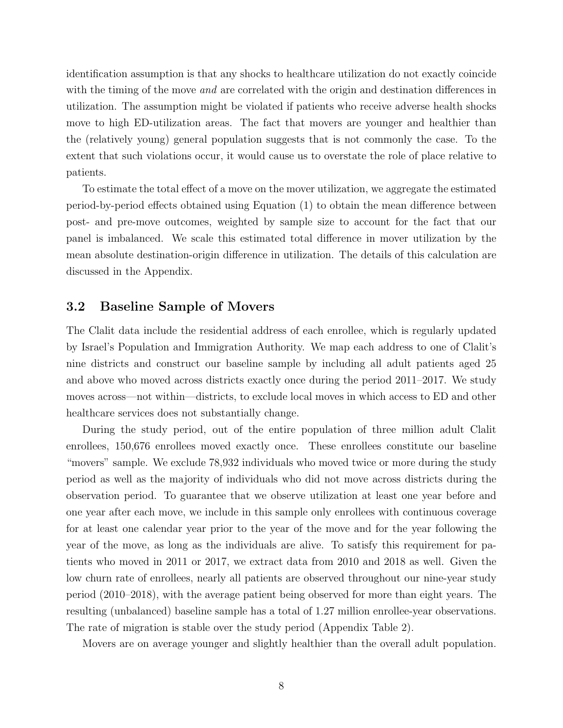identification assumption is that any shocks to healthcare utilization do not exactly coincide with the timing of the move *and* are correlated with the origin and destination differences in utilization. The assumption might be violated if patients who receive adverse health shocks move to high ED-utilization areas. The fact that movers are younger and healthier than the (relatively young) general population suggests that is not commonly the case. To the extent that such violations occur, it would cause us to overstate the role of place relative to patients.

To estimate the total effect of a move on the mover utilization, we aggregate the estimated period-by-period effects obtained using Equation (1) to obtain the mean difference between post- and pre-move outcomes, weighted by sample size to account for the fact that our panel is imbalanced. We scale this estimated total difference in mover utilization by the mean absolute destination-origin difference in utilization. The details of this calculation are discussed in the Appendix.

### 3.2 Baseline Sample of Movers

The Clalit data include the residential address of each enrollee, which is regularly updated by Israel's Population and Immigration Authority. We map each address to one of Clalit's nine districts and construct our baseline sample by including all adult patients aged 25 and above who moved across districts exactly once during the period 2011–2017. We study moves across—not within—districts, to exclude local moves in which access to ED and other healthcare services does not substantially change.

During the study period, out of the entire population of three million adult Clalit enrollees, 150,676 enrollees moved exactly once. These enrollees constitute our baseline "movers" sample. We exclude 78,932 individuals who moved twice or more during the study period as well as the majority of individuals who did not move across districts during the observation period. To guarantee that we observe utilization at least one year before and one year after each move, we include in this sample only enrollees with continuous coverage for at least one calendar year prior to the year of the move and for the year following the year of the move, as long as the individuals are alive. To satisfy this requirement for patients who moved in 2011 or 2017, we extract data from 2010 and 2018 as well. Given the low churn rate of enrollees, nearly all patients are observed throughout our nine-year study period (2010–2018), with the average patient being observed for more than eight years. The resulting (unbalanced) baseline sample has a total of 1.27 million enrollee-year observations. The rate of migration is stable over the study period (Appendix Table 2).

Movers are on average younger and slightly healthier than the overall adult population.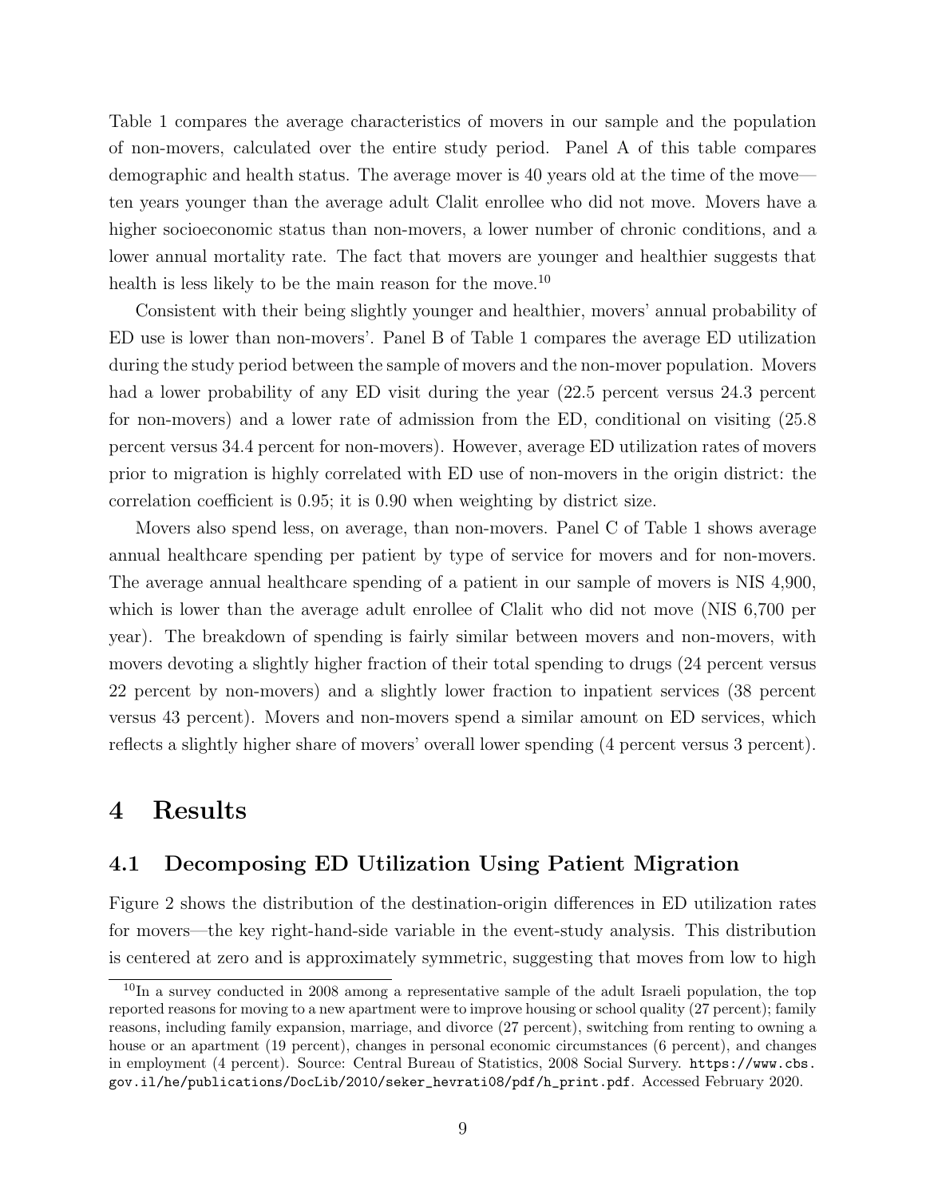Table 1 compares the average characteristics of movers in our sample and the population of non-movers, calculated over the entire study period. Panel A of this table compares demographic and health status. The average mover is 40 years old at the time of the move—ten years younger than the average adult Clalit enrollee who did not move. Movers have a higher socioeconomic status than non-movers, a lower number of chronic conditions, and a lower annual mortality rate. The fact that movers are younger and healthier suggests that health is less likely to be the main reason for the move.[10]

Consistent with their being slightly younger and healthier, movers' annual probability of ED use is lower than non-movers'. Panel B of Table 1 compares the average ED utilization during the study period between the sample of movers and the non-mover population. Movers had a lower probability of any ED visit during the year (22.5 percent versus 24.3 percent for non-movers) and a lower rate of admission from the ED, conditional on visiting (25.8 percent versus 34.4 percent for non-movers). However, average ED utilization rates of movers prior to migration is highly correlated with ED use of non-movers in the origin district: the correlation coefficient is 0.95; it is 0.90 when weighting by district size.

Movers also spend less, on average, than non-movers. Panel C of Table 1 shows average annual healthcare spending per patient by type of service for movers and for non-movers. The average annual healthcare spending of a patient in our sample of movers is NIS 4,900, which is lower than the average adult enrollee of Clalit who did not move (NIS 6,700 per year). The breakdown of spending is fairly similar between movers and non-movers, with movers devoting a slightly higher fraction of their total spending to drugs (24 percent versus 22 percent by non-movers) and a slightly lower fraction to inpatient services (38 percent versus 43 percent). Movers and non-movers spend a similar amount on ED services, which reflects a slightly higher share of movers' overall lower spending (4 percent versus 3 percent).

# 4 Results

## 4.1 Decomposing ED Utilization Using Patient Migration

Figure 2 shows the distribution of the destination-origin differences in ED utilization rates for movers—the key right-hand-side variable in the event-study analysis. This distribution is centered at zero and is approximately symmetric, suggesting that moves from low to high

[10] In a survey conducted in 2008 among a representative sample of the adult Israeli population, the top reported reasons for moving to a new apartment were to improve housing or school quality (27 percent); family reasons, including family expansion, marriage, and divorce (27 percent), switching from renting to owning a house or an apartment (19 percent), changes in personal economic circumstances (6 percent), and changes in employment (4 percent). Source: Central Bureau of Statistics, 2008 Social Survery. https://www.cbs.gov.il/he/publications/DocLib/2010/seker_hevrati08/pdf/h_print.pdf. Accessed February 2020.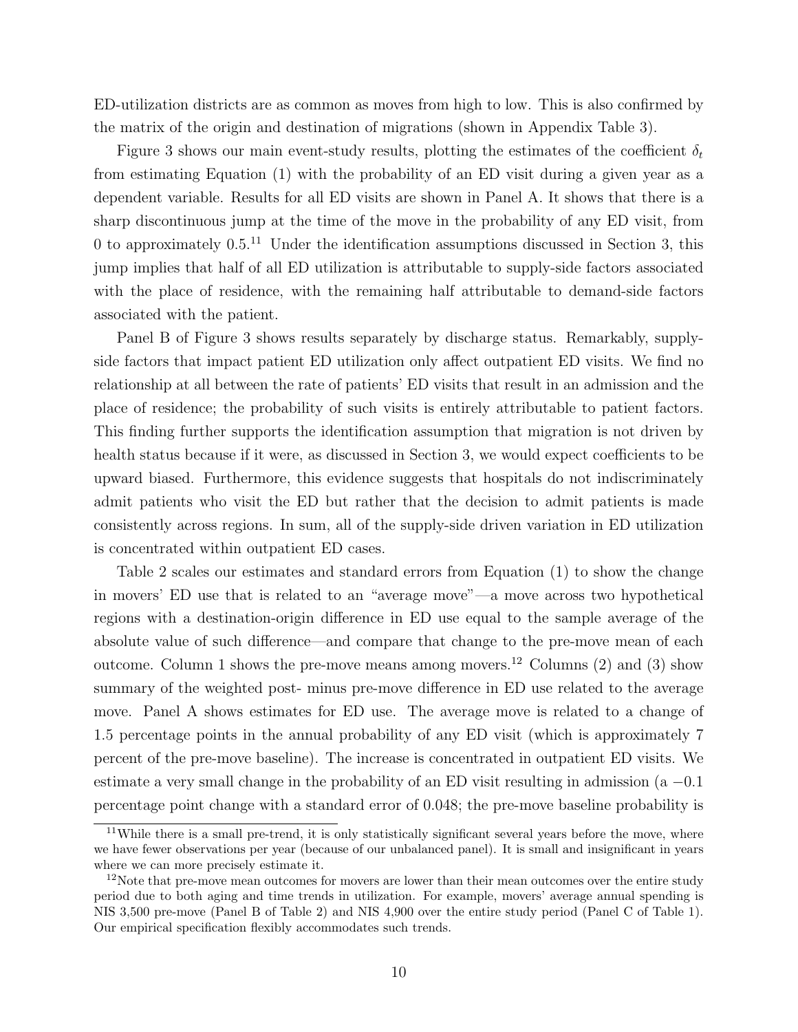ED-utilization districts are as common as moves from high to low. This is also confirmed by the matrix of the origin and destination of migrations (shown in Appendix Table 3).

Figure 3 shows our main event-study results, plotting the estimates of the coefficient $\delta_t$ from estimating Equation (1) with the probability of an ED visit during a given year as a dependent variable. Results for all ED visits are shown in Panel A. It shows that there is a sharp discontinuous jump at the time of the move in the probability of any ED visit, from 0 to approximately 0.5.[11] Under the identification assumptions discussed in Section 3, this jump implies that half of all ED utilization is attributable to supply-side factors associated with the place of residence, with the remaining half attributable to demand-side factors associated with the patient.

Panel B of Figure 3 shows results separately by discharge status. Remarkably, supply-side factors that impact patient ED utilization only affect outpatient ED visits. We find no relationship at all between the rate of patients' ED visits that result in an admission and the place of residence; the probability of such visits is entirely attributable to patient factors. This finding further supports the identification assumption that migration is not driven by health status because if it were, as discussed in Section 3, we would expect coefficients to be upward biased. Furthermore, this evidence suggests that hospitals do not indiscriminately admit patients who visit the ED but rather that the decision to admit patients is made consistently across regions. In sum, all of the supply-side driven variation in ED utilization is concentrated within outpatient ED cases.

Table 2 scales our estimates and standard errors from Equation (1) to show the change in movers' ED use that is related to an "average move"—a move across two hypothetical regions with a destination-origin difference in ED use equal to the sample average of the absolute value of such difference—and compare that change to the pre-move mean of each outcome. Column 1 shows the pre-move means among movers.[12] Columns (2) and (3) show summary of the weighted post- minus pre-move difference in ED use related to the average move. Panel A shows estimates for ED use. The average move is related to a change of 1.5 percentage points in the annual probability of any ED visit (which is approximately 7 percent of the pre-move baseline). The increase is concentrated in outpatient ED visits. We estimate a very small change in the probability of an ED visit resulting in admission (a $-0.1$ percentage point change with a standard error of 0.048; the pre-move baseline probability is

[11] While there is a small pre-trend, it is only statistically significant several years before the move, where we have fewer observations per year (because of our unbalanced panel). It is small and insignificant in years where we can more precisely estimate it.

[12] Note that pre-move mean outcomes for movers are lower than their mean outcomes over the entire study period due to both aging and time trends in utilization. For example, movers' average annual spending is NIS 3,500 pre-move (Panel B of Table 2) and NIS 4,900 over the entire study period (Panel C of Table 1). Our empirical specification flexibly accommodates such trends.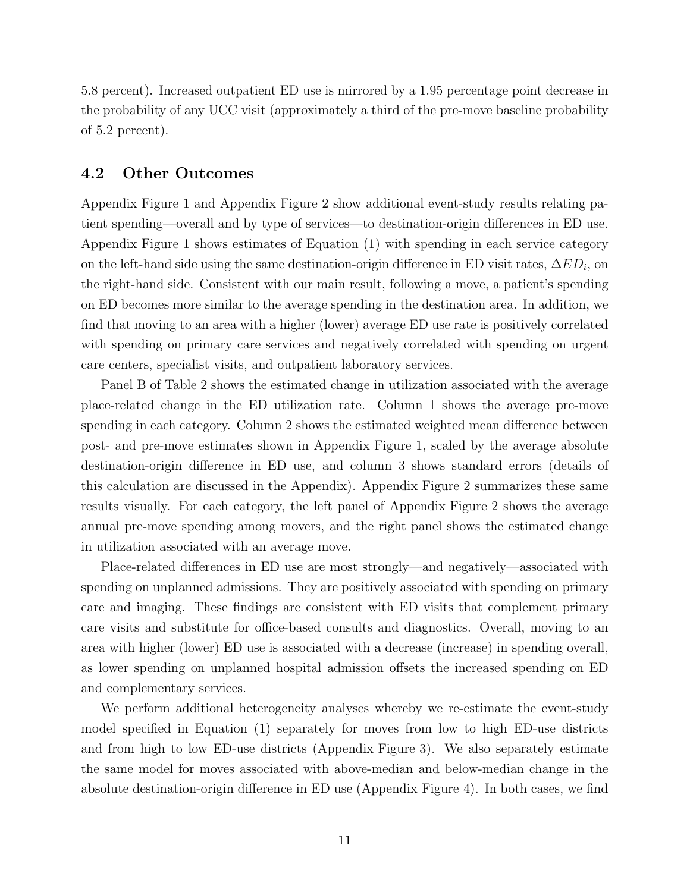5.8 percent). Increased outpatient ED use is mirrored by a 1.95 percentage point decrease in the probability of any UCC visit (approximately a third of the pre-move baseline probability of 5.2 percent).

## 4.2 Other Outcomes

Appendix Figure 1 and Appendix Figure 2 show additional event-study results relating patient spending—overall and by type of services—to destination-origin differences in ED use. Appendix Figure 1 shows estimates of Equation (1) with spending in each service category on the left-hand side using the same destination-origin difference in ED visit rates, $\Delta ED_i$, on the right-hand side. Consistent with our main result, following a move, a patient's spending on ED becomes more similar to the average spending in the destination area. In addition, we find that moving to an area with a higher (lower) average ED use rate is positively correlated with spending on primary care services and negatively correlated with spending on urgent care centers, specialist visits, and outpatient laboratory services.

Panel B of Table 2 shows the estimated change in utilization associated with the average place-related change in the ED utilization rate. Column 1 shows the average pre-move spending in each category. Column 2 shows the estimated weighted mean difference between post- and pre-move estimates shown in Appendix Figure 1, scaled by the average absolute destination-origin difference in ED use, and column 3 shows standard errors (details of this calculation are discussed in the Appendix). Appendix Figure 2 summarizes these same results visually. For each category, the left panel of Appendix Figure 2 shows the average annual pre-move spending among movers, and the right panel shows the estimated change in utilization associated with an average move.

Place-related differences in ED use are most strongly—and negatively—associated with spending on unplanned admissions. They are positively associated with spending on primary care and imaging. These findings are consistent with ED visits that complement primary care visits and substitute for office-based consults and diagnostics. Overall, moving to an area with higher (lower) ED use is associated with a decrease (increase) in spending overall, as lower spending on unplanned hospital admission offsets the increased spending on ED and complementary services.

We perform additional heterogeneity analyses whereby we re-estimate the event-study model specified in Equation (1) separately for moves from low to high ED-use districts and from high to low ED-use districts (Appendix Figure 3). We also separately estimate the same model for moves associated with above-median and below-median change in the absolute destination-origin difference in ED use (Appendix Figure 4). In both cases, we find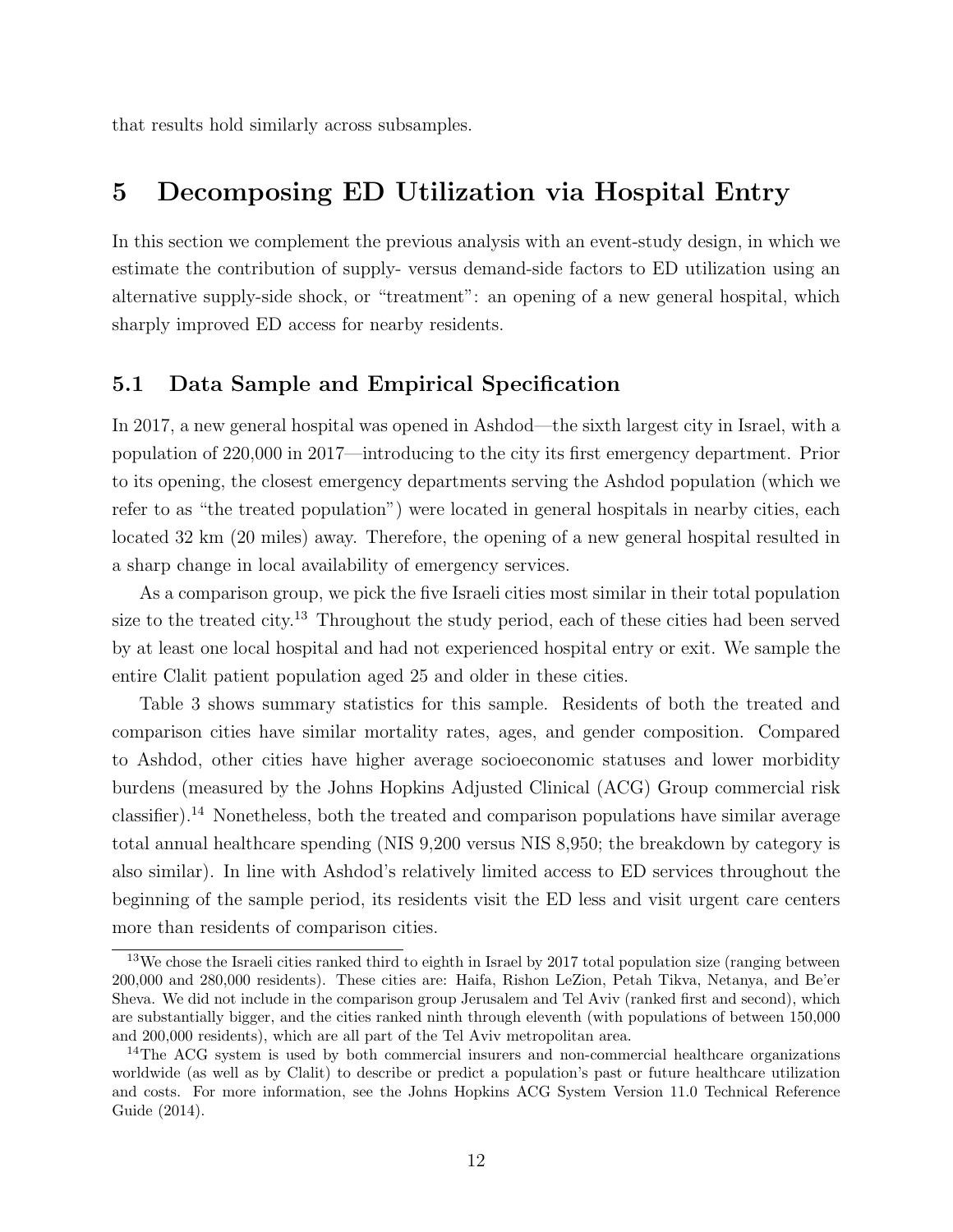that results hold similarly across subsamples.

# 5 Decomposing ED Utilization via Hospital Entry

In this section we complement the previous analysis with an event-study design, in which we estimate the contribution of supply- versus demand-side factors to ED utilization using an alternative supply-side shock, or "treatment": an opening of a new general hospital, which sharply improved ED access for nearby residents.

## 5.1 Data Sample and Empirical Specification

In 2017, a new general hospital was opened in Ashdod—the sixth largest city in Israel, with a population of 220,000 in 2017—introducing to the city its first emergency department. Prior to its opening, the closest emergency departments serving the Ashdod population (which we refer to as "the treated population") were located in general hospitals in nearby cities, each located 32 km (20 miles) away. Therefore, the opening of a new general hospital resulted in a sharp change in local availability of emergency services.

As a comparison group, we pick the five Israeli cities most similar in their total population size to the treated city.[13] Throughout the study period, each of these cities had been served by at least one local hospital and had not experienced hospital entry or exit. We sample the entire Clalit patient population aged 25 and older in these cities.

Table 3 shows summary statistics for this sample. Residents of both the treated and comparison cities have similar mortality rates, ages, and gender composition. Compared to Ashdod, other cities have higher average socioeconomic statuses and lower morbidity burdens (measured by the Johns Hopkins Adjusted Clinical (ACG) Group commercial risk classifier).[14] Nonetheless, both the treated and comparison populations have similar average total annual healthcare spending (NIS 9,200 versus NIS 8,950; the breakdown by category is also similar). In line with Ashdod's relatively limited access to ED services throughout the beginning of the sample period, its residents visit the ED less and visit urgent care centers more than residents of comparison cities.

[13] We chose the Israeli cities ranked third to eighth in Israel by 2017 total population size (ranging between 200,000 and 280,000 residents). These cities are: Haifa, Rishon LeZion, Petah Tikva, Netanya, and Be'er Sheva. We did not include in the comparison group Jerusalem and Tel Aviv (ranked first and second), which are substantially bigger, and the cities ranked ninth through eleventh (with populations of between 150,000 and 200,000 residents), which are all part of the Tel Aviv metropolitan area.

[14] The ACG system is used by both commercial insurers and non-commercial healthcare organizations worldwide (as well as by Clalit) to describe or predict a population's past or future healthcare utilization and costs. For more information, see the Johns Hopkins ACG System Version 11.0 Technical Reference Guide (2014).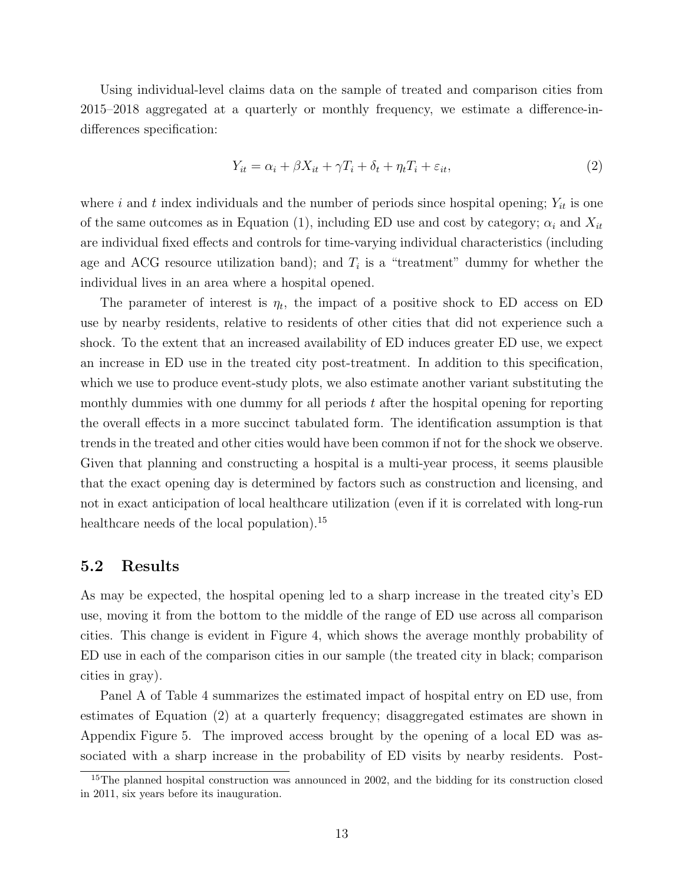Using individual-level claims data on the sample of treated and comparison cities from 2015–2018 aggregated at a quarterly or monthly frequency, we estimate a difference-in-differences specification:

$$Y_{it} = \alpha_i + \beta X_{it} + \gamma T_i + \delta_t + \eta_t T_i + \varepsilon_{it}, \tag{2}$$

where $i$ and $t$ index individuals and the number of periods since hospital opening; $Y_{it}$ is one of the same outcomes as in Equation (1), including ED use and cost by category; $\alpha_i$ and $X_{it}$ are individual fixed effects and controls for time-varying individual characteristics (including age and ACG resource utilization band); and $T_i$ is a "treatment" dummy for whether the individual lives in an area where a hospital opened.

The parameter of interest is $\eta_t$, the impact of a positive shock to ED access on ED use by nearby residents, relative to residents of other cities that did not experience such a shock. To the extent that an increased availability of ED induces greater ED use, we expect an increase in ED use in the treated city post-treatment. In addition to this specification, which we use to produce event-study plots, we also estimate another variant substituting the monthly dummies with one dummy for all periods $t$ after the hospital opening for reporting the overall effects in a more succinct tabulated form. The identification assumption is that trends in the treated and other cities would have been common if not for the shock we observe. Given that planning and constructing a hospital is a multi-year process, it seems plausible that the exact opening day is determined by factors such as construction and licensing, and not in exact anticipation of local healthcare utilization (even if it is correlated with long-run healthcare needs of the local population).[15]

## 5.2 Results

As may be expected, the hospital opening led to a sharp increase in the treated city's ED use, moving it from the bottom to the middle of the range of ED use across all comparison cities. This change is evident in Figure 4, which shows the average monthly probability of ED use in each of the comparison cities in our sample (the treated city in black; comparison cities in gray).

Panel A of Table 4 summarizes the estimated impact of hospital entry on ED use, from estimates of Equation (2) at a quarterly frequency; disaggregated estimates are shown in Appendix Figure 5. The improved access brought by the opening of a local ED was associated with a sharp increase in the probability of ED visits by nearby residents. Post-

[15] The planned hospital construction was announced in 2002, and the bidding for its construction closed in 2011, six years before its inauguration.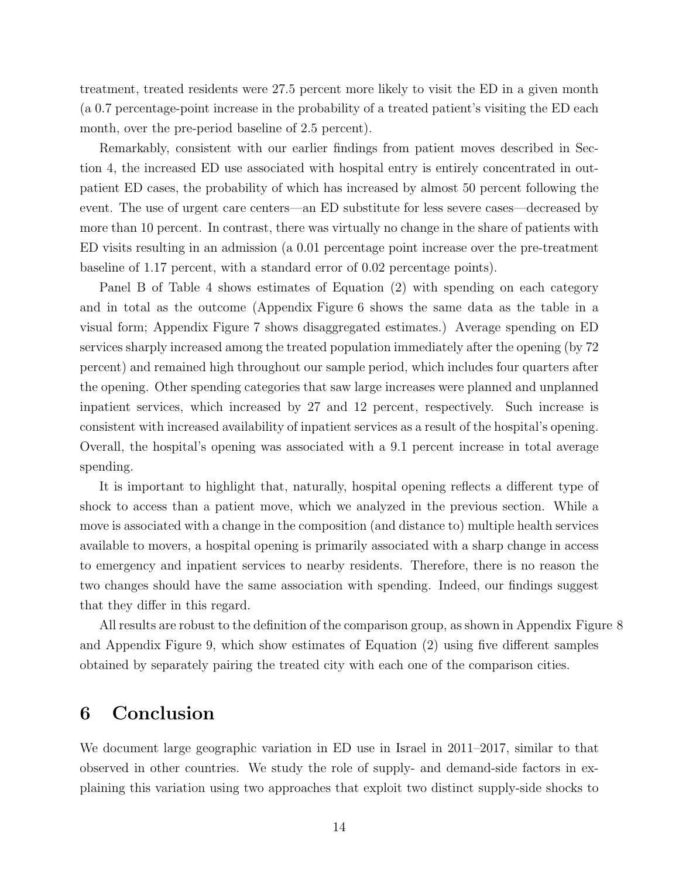treatment, treated residents were 27.5 percent more likely to visit the ED in a given month (a 0.7 percentage-point increase in the probability of a treated patient's visiting the ED each month, over the pre-period baseline of 2.5 percent).

Remarkably, consistent with our earlier findings from patient moves described in Section 4, the increased ED use associated with hospital entry is entirely concentrated in outpatient ED cases, the probability of which has increased by almost 50 percent following the event. The use of urgent care centers—an ED substitute for less severe cases—decreased by more than 10 percent. In contrast, there was virtually no change in the share of patients with ED visits resulting in an admission (a 0.01 percentage point increase over the pre-treatment baseline of 1.17 percent, with a standard error of 0.02 percentage points).

Panel B of Table 4 shows estimates of Equation (2) with spending on each category and in total as the outcome (Appendix Figure 6 shows the same data as the table in a visual form; Appendix Figure 7 shows disaggregated estimates.) Average spending on ED services sharply increased among the treated population immediately after the opening (by 72 percent) and remained high throughout our sample period, which includes four quarters after the opening. Other spending categories that saw large increases were planned and unplanned inpatient services, which increased by 27 and 12 percent, respectively. Such increase is consistent with increased availability of inpatient services as a result of the hospital's opening. Overall, the hospital's opening was associated with a 9.1 percent increase in total average spending.

It is important to highlight that, naturally, hospital opening reflects a different type of shock to access than a patient move, which we analyzed in the previous section. While a move is associated with a change in the composition (and distance to) multiple health services available to movers, a hospital opening is primarily associated with a sharp change in access to emergency and inpatient services to nearby residents. Therefore, there is no reason the two changes should have the same association with spending. Indeed, our findings suggest that they differ in this regard.

All results are robust to the definition of the comparison group, as shown in Appendix Figure 8 and Appendix Figure 9, which show estimates of Equation (2) using five different samples obtained by separately pairing the treated city with each one of the comparison cities.

# 6 Conclusion

We document large geographic variation in ED use in Israel in 2011–2017, similar to that observed in other countries. We study the role of supply- and demand-side factors in explaining this variation using two approaches that exploit two distinct supply-side shocks to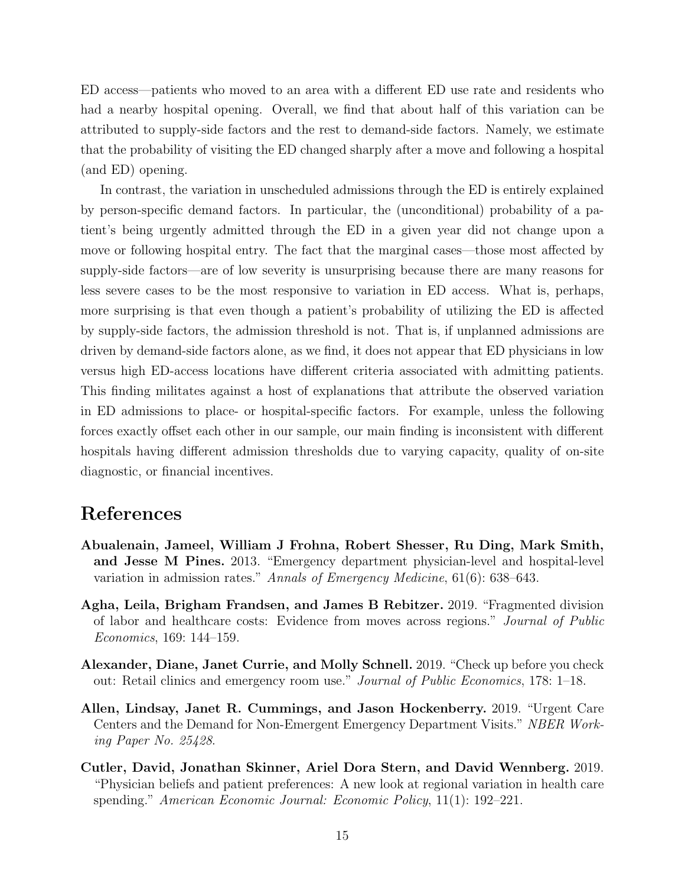ED access—patients who moved to an area with a different ED use rate and residents who had a nearby hospital opening. Overall, we find that about half of this variation can be attributed to supply-side factors and the rest to demand-side factors. Namely, we estimate that the probability of visiting the ED changed sharply after a move and following a hospital (and ED) opening.

In contrast, the variation in unscheduled admissions through the ED is entirely explained by person-specific demand factors. In particular, the (unconditional) probability of a patient's being urgently admitted through the ED in a given year did not change upon a move or following hospital entry. The fact that the marginal cases—those most affected by supply-side factors—are of low severity is unsurprising because there are many reasons for less severe cases to be the most responsive to variation in ED access. What is, perhaps, more surprising is that even though a patient's probability of utilizing the ED is affected by supply-side factors, the admission threshold is not. That is, if unplanned admissions are driven by demand-side factors alone, as we find, it does not appear that ED physicians in low versus high ED-access locations have different criteria associated with admitting patients. This finding militates against a host of explanations that attribute the observed variation in ED admissions to place- or hospital-specific factors. For example, unless the following forces exactly offset each other in our sample, our main finding is inconsistent with different hospitals having different admission thresholds due to varying capacity, quality of on-site diagnostic, or financial incentives.

# References

**Abualenain, Jameel, William J Frohna, Robert Shesser, Ru Ding, Mark Smith, and Jesse M Pines.** 2013. "Emergency department physician-level and hospital-level variation in admission rates." *Annals of Emergency Medicine*, 61(6): 638–643.

**Agha, Leila, Brigham Frandsen, and James B Rebitzer.** 2019. "Fragmented division of labor and healthcare costs: Evidence from moves across regions." *Journal of Public Economics*, 169: 144–159.

**Alexander, Diane, Janet Currie, and Molly Schnell.** 2019. "Check up before you check out: Retail clinics and emergency room use." *Journal of Public Economics*, 178: 1–18.

**Allen, Lindsay, Janet R. Cummings, and Jason Hockenberry.** 2019. "Urgent Care Centers and the Demand for Non-Emergent Emergency Department Visits." *NBER Working Paper No. 25428*.

**Cutler, David, Jonathan Skinner, Ariel Dora Stern, and David Wennberg.** 2019. "Physician beliefs and patient preferences: A new look at regional variation in health care spending." *American Economic Journal: Economic Policy*, 11(1): 192–221.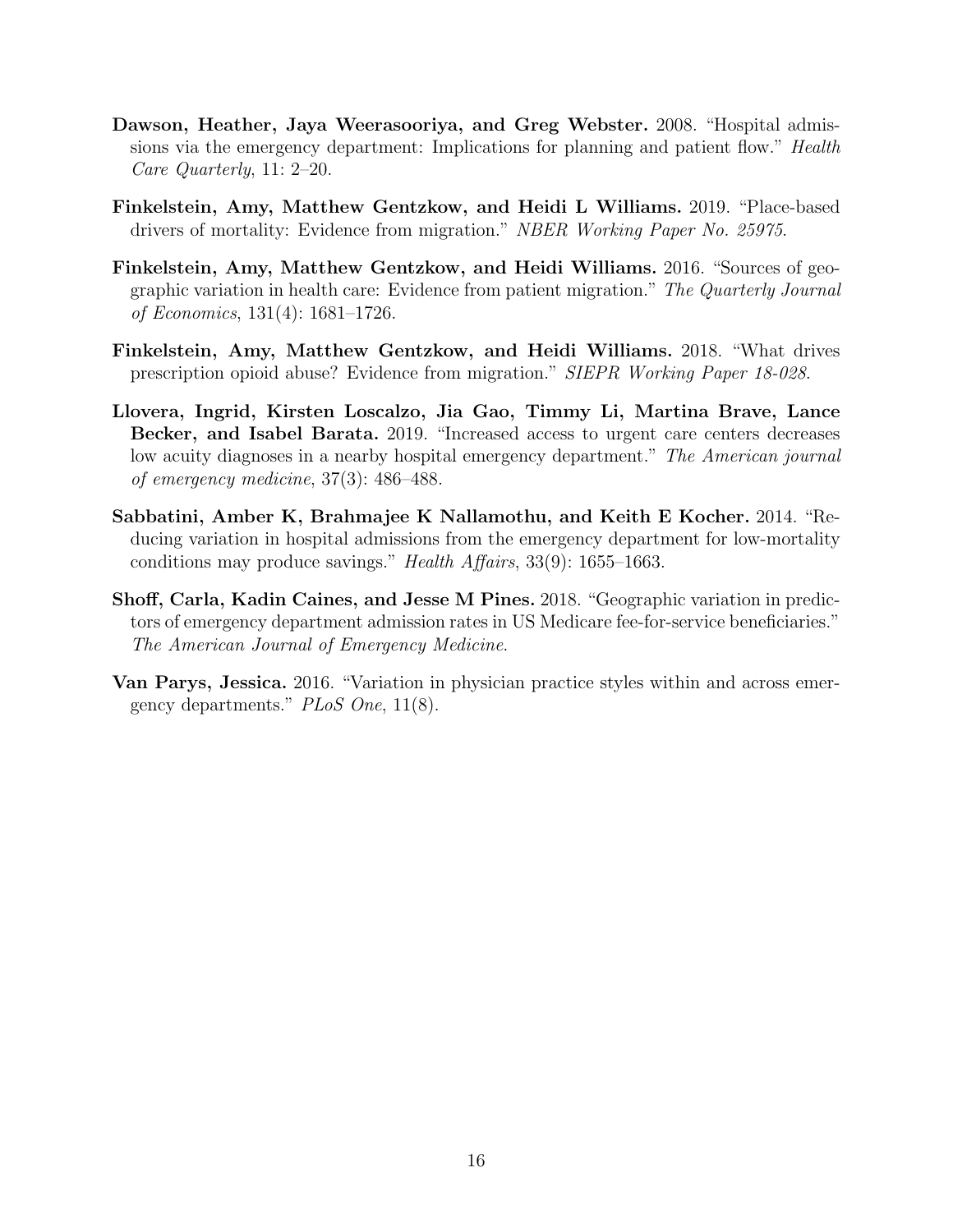**Dawson, Heather, Jaya Weerasooriya, and Greg Webster.** 2008. "Hospital admissions via the emergency department: Implications for planning and patient flow." *Health Care Quarterly*, 11: 2–20.

**Finkelstein, Amy, Matthew Gentzkow, and Heidi L Williams.** 2019. "Place-based drivers of mortality: Evidence from migration." *NBER Working Paper No. 25975*.

**Finkelstein, Amy, Matthew Gentzkow, and Heidi Williams.** 2016. "Sources of geographic variation in health care: Evidence from patient migration." *The Quarterly Journal of Economics*, 131(4): 1681–1726.

**Finkelstein, Amy, Matthew Gentzkow, and Heidi Williams.** 2018. "What drives prescription opioid abuse? Evidence from migration." *SIEPR Working Paper 18-028*.

**Llovera, Ingrid, Kirsten Loscalzo, Jia Gao, Timmy Li, Martina Brave, Lance Becker, and Isabel Barata.** 2019. "Increased access to urgent care centers decreases low acuity diagnoses in a nearby hospital emergency department." *The American journal of emergency medicine*, 37(3): 486–488.

**Sabbatini, Amber K, Brahmajee K Nallamothu, and Keith E Kocher.** 2014. "Reducing variation in hospital admissions from the emergency department for low-mortality conditions may produce savings." *Health Affairs*, 33(9): 1655–1663.

**Shoff, Carla, Kadin Caines, and Jesse M Pines.** 2018. "Geographic variation in predictors of emergency department admission rates in US Medicare fee-for-service beneficiaries." *The American Journal of Emergency Medicine*.

**Van Parys, Jessica.** 2016. "Variation in physician practice styles within and across emergency departments." *PLoS One*, 11(8).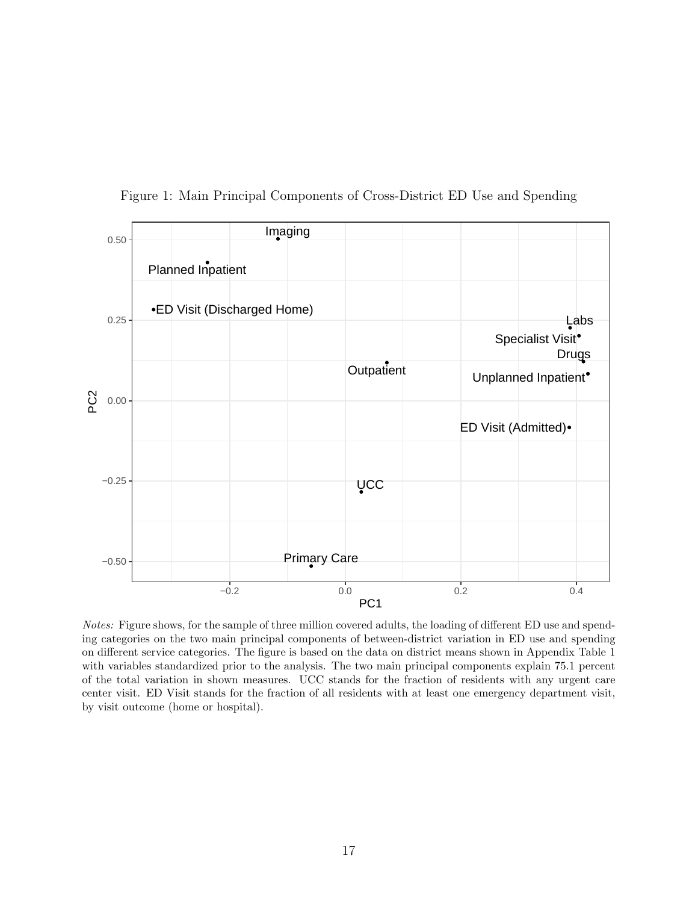Figure 1: Main Principal Components of Cross-District ED Use and Spending

*Notes:* Figure shows, for the sample of three million covered adults, the loading of different ED use and spending categories on the two main principal components of between-district variation in ED use and spending on different service categories. The figure is based on the data on district means shown in Appendix Table 1 with variables standardized prior to the analysis. The two main principal components explain 75.1 percent of the total variation in shown measures. UCC stands for the fraction of residents with any urgent care center visit. ED Visit stands for the fraction of all residents with at least one emergency department visit, by visit outcome (home or hospital).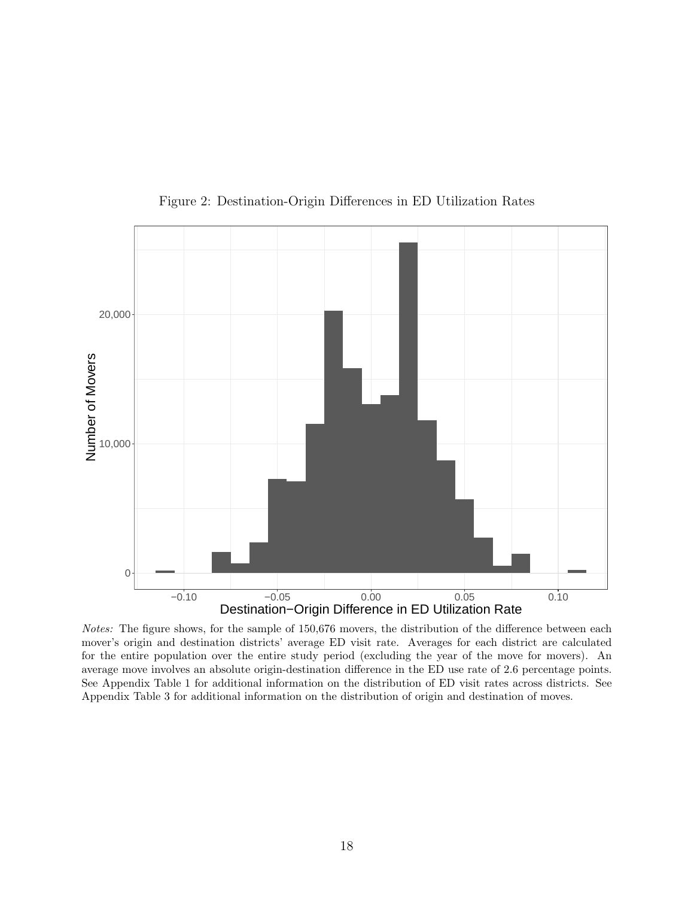Figure 2: Destination-Origin Differences in ED Utilization Rates

*Notes:* The figure shows, for the sample of 150,676 movers, the distribution of the difference between each mover's origin and destination districts' average ED visit rate. Averages for each district are calculated for the entire population over the entire study period (excluding the year of the move for movers). An average move involves an absolute origin-destination difference in the ED use rate of 2.6 percentage points. See Appendix Table 1 for additional information on the distribution of ED visit rates across districts. See Appendix Table 3 for additional information on the distribution of origin and destination of moves.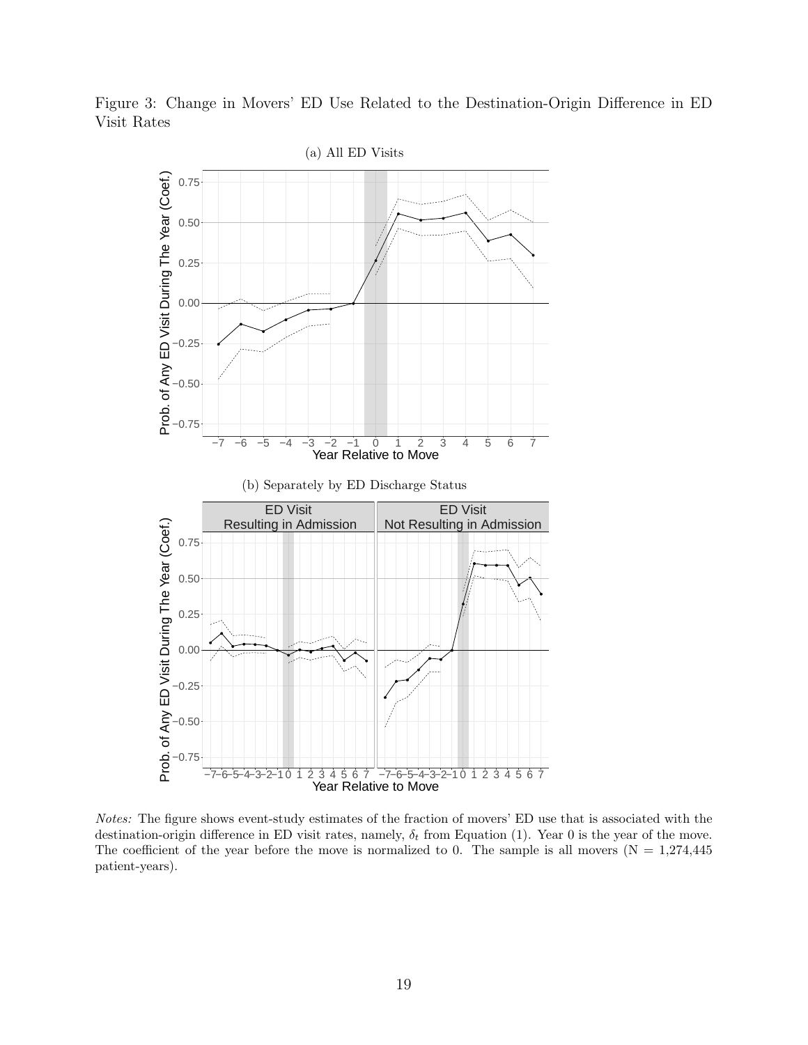Figure 3: Change in Movers' ED Use Related to the Destination-Origin Difference in ED Visit Rates

(a) All ED Visits

(b) Separately by ED Discharge Status

*Notes:* The figure shows event-study estimates of the fraction of movers' ED use that is associated with the destination-origin difference in ED visit rates, namely, $\delta_t$ from Equation (1). Year 0 is the year of the move. The coefficient of the year before the move is normalized to 0. The sample is all movers (N = 1,274,445 patient-years).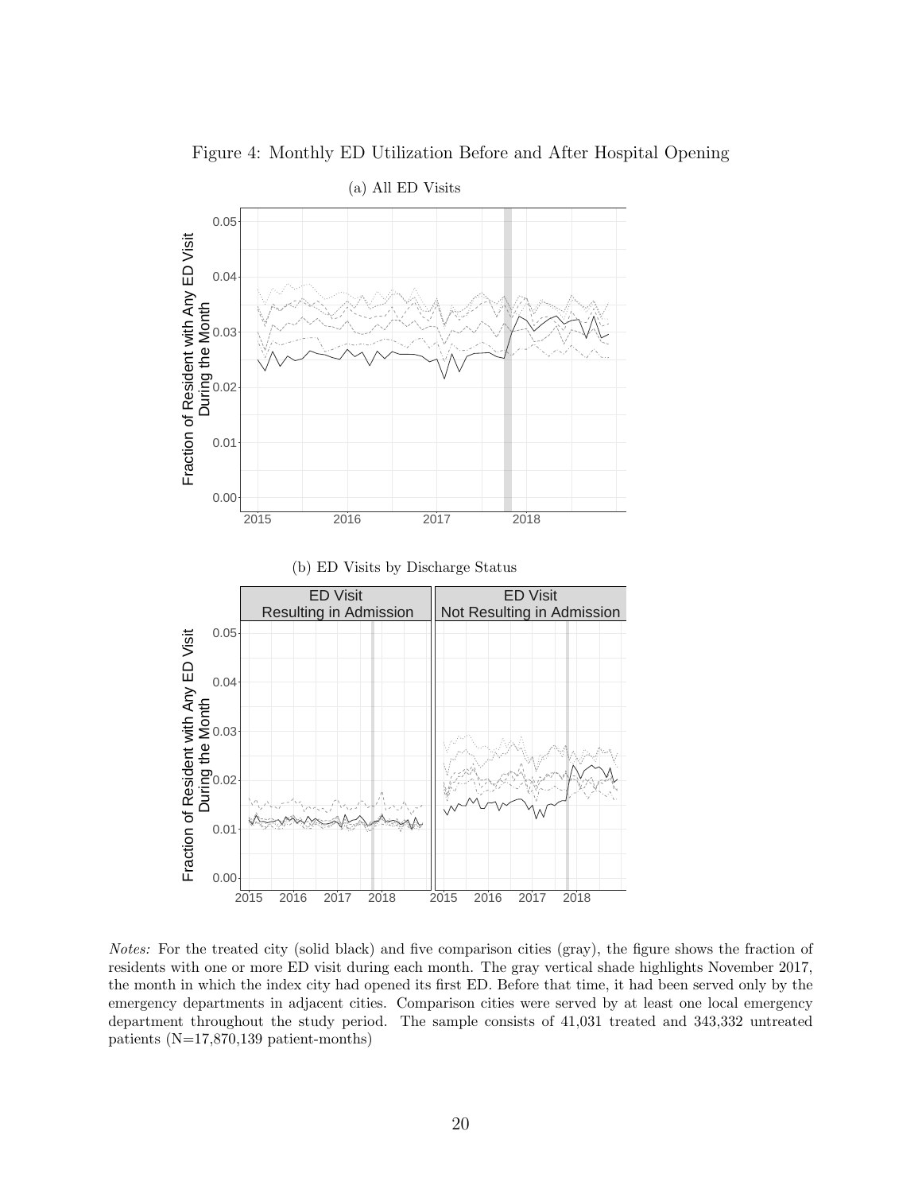Figure 4: Monthly ED Utilization Before and After Hospital Opening

(a) All ED Visits

(b) ED Visits by Discharge Status

*Notes:* For the treated city (solid black) and five comparison cities (gray), the figure shows the fraction of residents with one or more ED visit during each month. The gray vertical shade highlights November 2017, the month in which the index city had opened its first ED. Before that time, it had been served only by the emergency departments in adjacent cities. Comparison cities were served by at least one local emergency department throughout the study period. The sample consists of 41,031 treated and 343,332 untreated patients (N=17,870,139 patient-months)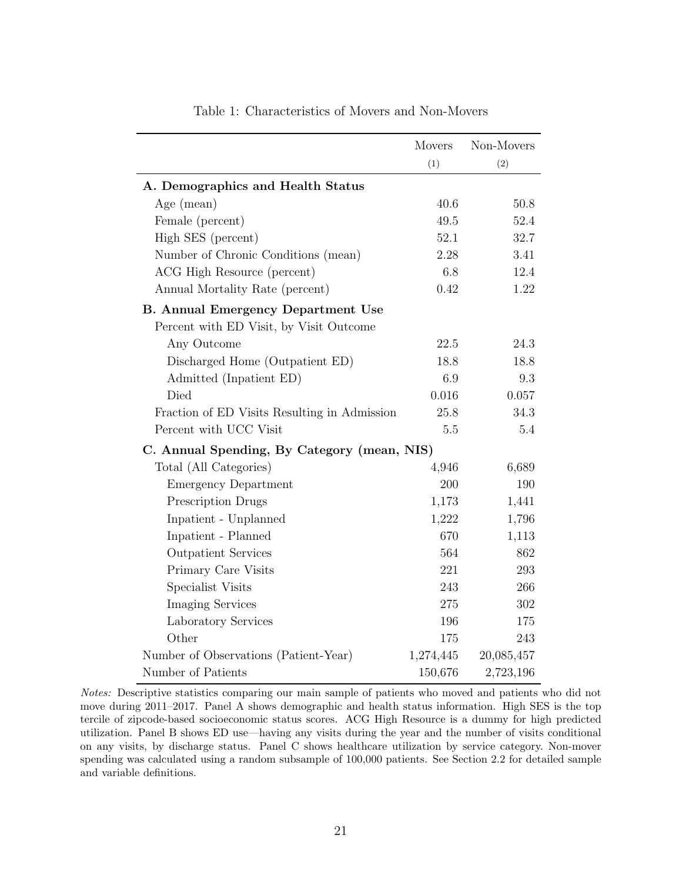Table 1: Characteristics of Movers and Non-Movers

| | Movers | Non-Movers |
|---|---|---|
| | (1) | (2) |
| **A. Demographics and Health Status** | | |
| Age (mean) | 40.6 | 50.8 |
| Female (percent) | 49.5 | 52.4 |
| High SES (percent) | 52.1 | 32.7 |
| Number of Chronic Conditions (mean) | 2.28 | 3.41 |
| ACG High Resource (percent) | 6.8 | 12.4 |
| Annual Mortality Rate (percent) | 0.42 | 1.22 |
| **B. Annual Emergency Department Use** | | |
| Percent with ED Visit, by Visit Outcome | | |
| Any Outcome | 22.5 | 24.3 |
| Discharged Home (Outpatient ED) | 18.8 | 18.8 |
| Admitted (Inpatient ED) | 6.9 | 9.3 |
| Died | 0.016 | 0.057 |
| Fraction of ED Visits Resulting in Admission | 25.8 | 34.3 |
| Percent with UCC Visit | 5.5 | 5.4 |
| **C. Annual Spending, By Category (mean, NIS)** | | |
| Total (All Categories) | 4,946 | 6,689 |
| Emergency Department | 200 | 190 |
| Prescription Drugs | 1,173 | 1,441 |
| Inpatient - Unplanned | 1,222 | 1,796 |
| Inpatient - Planned | 670 | 1,113 |
| Outpatient Services | 564 | 862 |
| Primary Care Visits | 221 | 293 |
| Specialist Visits | 243 | 266 |
| Imaging Services | 275 | 302 |
| Laboratory Services | 196 | 175 |
| Other | 175 | 243 |
| Number of Observations (Patient-Year) | 1,274,445 | 20,085,457 |
| Number of Patients | 150,676 | 2,723,196 |

*Notes:* Descriptive statistics comparing our main sample of patients who moved and patients who did not move during 2011–2017. Panel A shows demographic and health status information. High SES is the top tercile of zipcode-based socioeconomic status scores. ACG High Resource is a dummy for high predicted utilization. Panel B shows ED use—having any visits during the year and the number of visits conditional on any visits, by discharge status. Panel C shows healthcare utilization by service category. Non-mover spending was calculated using a random subsample of 100,000 patients. See Section 2.2 for detailed sample and variable definitions.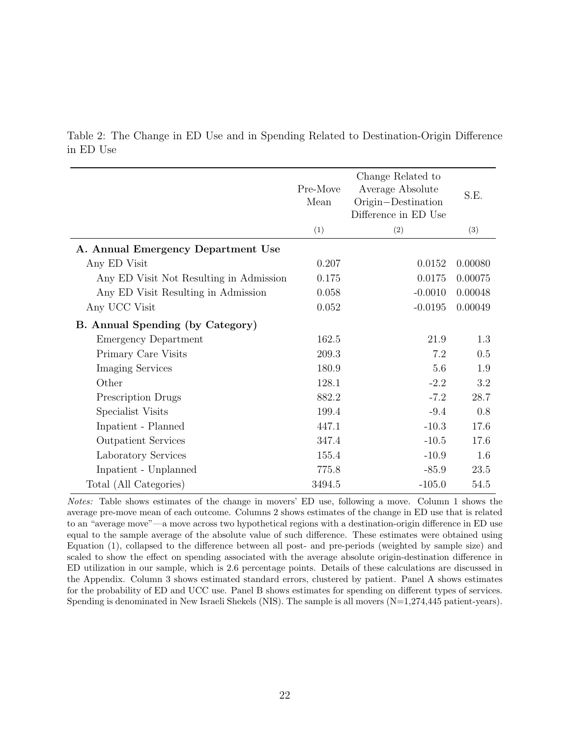Table 2: The Change in ED Use and in Spending Related to Destination-Origin Difference in ED Use

| | Pre-Move Mean | Change Related to Average Absolute Origin−Destination Difference in ED Use | S.E. |
|---|---|---|---|
| | (1) | (2) | (3) |
| **A. Annual Emergency Department Use** | | | |
| Any ED Visit | 0.207 | 0.0152 | 0.00080 |
| Any ED Visit Not Resulting in Admission | 0.175 | 0.0175 | 0.00075 |
| Any ED Visit Resulting in Admission | 0.058 | -0.0010 | 0.00048 |
| Any UCC Visit | 0.052 | -0.0195 | 0.00049 |
| **B. Annual Spending (by Category)** | | | |
| Emergency Department | 162.5 | 21.9 | 1.3 |
| Primary Care Visits | 209.3 | 7.2 | 0.5 |
| Imaging Services | 180.9 | 5.6 | 1.9 |
| Other | 128.1 | -2.2 | 3.2 |
| Prescription Drugs | 882.2 | -7.2 | 28.7 |
| Specialist Visits | 199.4 | -9.4 | 0.8 |
| Inpatient - Planned | 447.1 | -10.3 | 17.6 |
| Outpatient Services | 347.4 | -10.5 | 17.6 |
| Laboratory Services | 155.4 | -10.9 | 1.6 |
| Inpatient - Unplanned | 775.8 | -85.9 | 23.5 |
| Total (All Categories) | 3494.5 | -105.0 | 54.5 |

*Notes:* Table shows estimates of the change in movers' ED use, following a move. Column 1 shows the average pre-move mean of each outcome. Columns 2 shows estimates of the change in ED use that is related to an "average move"—a move across two hypothetical regions with a destination-origin difference in ED use equal to the sample average of the absolute value of such difference. These estimates were obtained using Equation (1), collapsed to the difference between all post- and pre-periods (weighted by sample size) and scaled to show the effect on spending associated with the average absolute origin-destination difference in ED utilization in our sample, which is 2.6 percentage points. Details of these calculations are discussed in the Appendix. Column 3 shows estimated standard errors, clustered by patient. Panel A shows estimates for the probability of ED and UCC use. Panel B shows estimates for spending on different types of services. Spending is denominated in New Israeli Shekels (NIS). The sample is all movers (N=1,274,445 patient-years).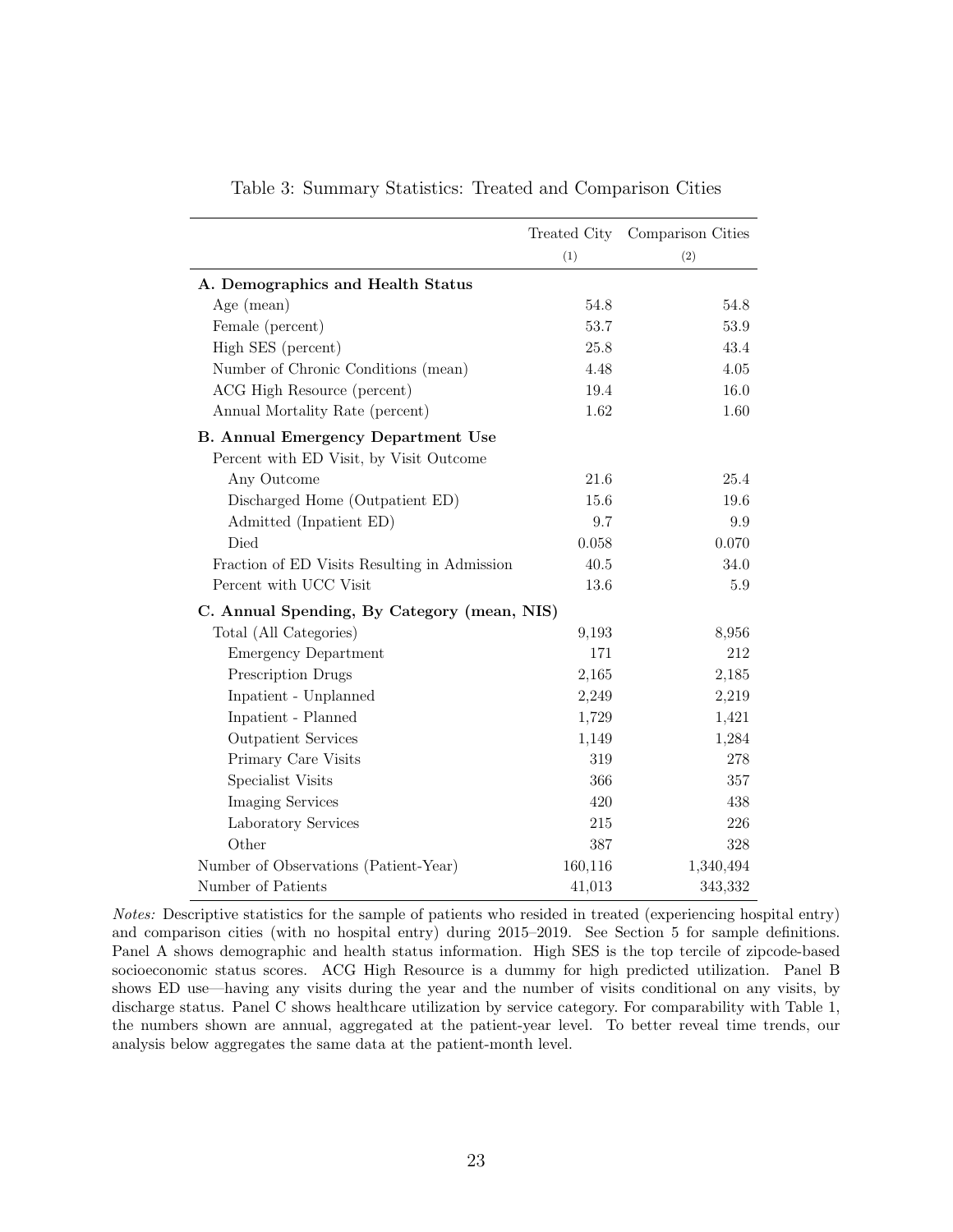Table 3: Summary Statistics: Treated and Comparison Cities

| | Treated City | Comparison Cities |
|---|---|---|
| | (1) | (2) |
| **A. Demographics and Health Status** | | |
| Age (mean) | 54.8 | 54.8 |
| Female (percent) | 53.7 | 53.9 |
| High SES (percent) | 25.8 | 43.4 |
| Number of Chronic Conditions (mean) | 4.48 | 4.05 |
| ACG High Resource (percent) | 19.4 | 16.0 |
| Annual Mortality Rate (percent) | 1.62 | 1.60 |
| **B. Annual Emergency Department Use** | | |
| Percent with ED Visit, by Visit Outcome | | |
| Any Outcome | 21.6 | 25.4 |
| Discharged Home (Outpatient ED) | 15.6 | 19.6 |
| Admitted (Inpatient ED) | 9.7 | 9.9 |
| Died | 0.058 | 0.070 |
| Fraction of ED Visits Resulting in Admission | 40.5 | 34.0 |
| Percent with UCC Visit | 13.6 | 5.9 |
| **C. Annual Spending, By Category (mean, NIS)** | | |
| Total (All Categories) | 9,193 | 8,956 |
| Emergency Department | 171 | 212 |
| Prescription Drugs | 2,165 | 2,185 |
| Inpatient - Unplanned | 2,249 | 2,219 |
| Inpatient - Planned | 1,729 | 1,421 |
| Outpatient Services | 1,149 | 1,284 |
| Primary Care Visits | 319 | 278 |
| Specialist Visits | 366 | 357 |
| Imaging Services | 420 | 438 |
| Laboratory Services | 215 | 226 |
| Other | 387 | 328 |
| Number of Observations (Patient-Year) | 160,116 | 1,340,494 |
| Number of Patients | 41,013 | 343,332 |

*Notes:* Descriptive statistics for the sample of patients who resided in treated (experiencing hospital entry) and comparison cities (with no hospital entry) during 2015–2019. See Section 5 for sample definitions. Panel A shows demographic and health status information. High SES is the top tercile of zipcode-based socioeconomic status scores. ACG High Resource is a dummy for high predicted utilization. Panel B shows ED use—having any visits during the year and the number of visits conditional on any visits, by discharge status. Panel C shows healthcare utilization by service category. For comparability with Table 1, the numbers shown are annual, aggregated at the patient-year level. To better reveal time trends, our analysis below aggregates the same data at the patient-month level.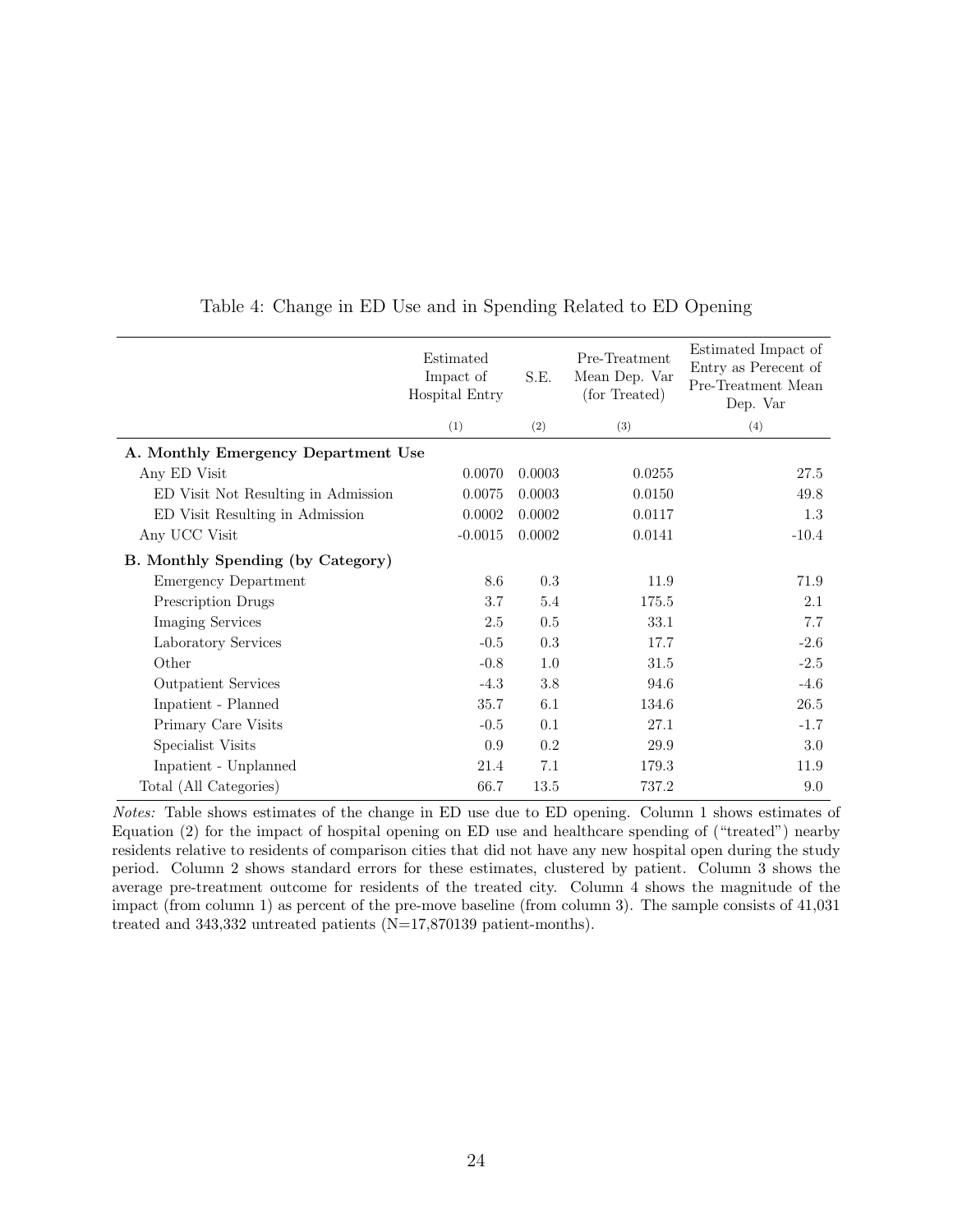Table 4: Change in ED Use and in Spending Related to ED Opening

| | Estimated Impact of Hospital Entry | S.E. | Pre-Treatment Mean Dep. Var (for Treated) | Estimated Impact of Entry as Perecent of Pre-Treatment Mean Dep. Var |
|---|---|---|---|---|
| | (1) | (2) | (3) | (4) |
| **A. Monthly Emergency Department Use** | | | | |
| Any ED Visit | 0.0070 | 0.0003 | 0.0255 | 27.5 |
| ED Visit Not Resulting in Admission | 0.0075 | 0.0003 | 0.0150 | 49.8 |
| ED Visit Resulting in Admission | 0.0002 | 0.0002 | 0.0117 | 1.3 |
| Any UCC Visit | -0.0015 | 0.0002 | 0.0141 | -10.4 |
| **B. Monthly Spending (by Category)** | | | | |
| Emergency Department | 8.6 | 0.3 | 11.9 | 71.9 |
| Prescription Drugs | 3.7 | 5.4 | 175.5 | 2.1 |
| Imaging Services | 2.5 | 0.5 | 33.1 | 7.7 |
| Laboratory Services | -0.5 | 0.3 | 17.7 | -2.6 |
| Other | -0.8 | 1.0 | 31.5 | -2.5 |
| Outpatient Services | -4.3 | 3.8 | 94.6 | -4.6 |
| Inpatient - Planned | 35.7 | 6.1 | 134.6 | 26.5 |
| Primary Care Visits | -0.5 | 0.1 | 27.1 | -1.7 |
| Specialist Visits | 0.9 | 0.2 | 29.9 | 3.0 |
| Inpatient - Unplanned | 21.4 | 7.1 | 179.3 | 11.9 |
| Total (All Categories) | 66.7 | 13.5 | 737.2 | 9.0 |

*Notes:* Table shows estimates of the change in ED use due to ED opening. Column 1 shows estimates of Equation (2) for the impact of hospital opening on ED use and healthcare spending of ("treated") nearby residents relative to residents of comparison cities that did not have any new hospital open during the study period. Column 2 shows standard errors for these estimates, clustered by patient. Column 3 shows the average pre-treatment outcome for residents of the treated city. Column 4 shows the magnitude of the impact (from column 1) as percent of the pre-move baseline (from column 3). The sample consists of 41,031 treated and 343,332 untreated patients (N=17,870139 patient-months).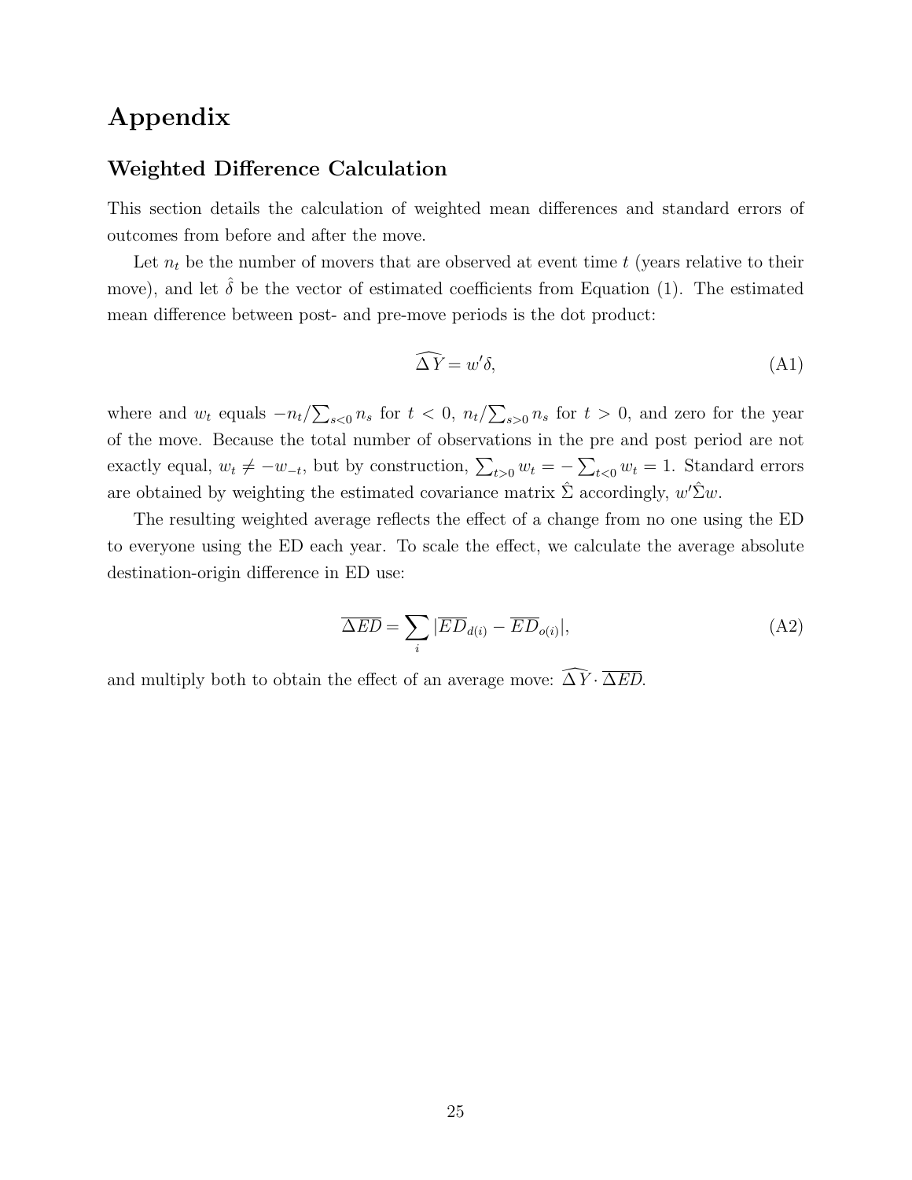# Appendix

## Weighted Difference Calculation

This section details the calculation of weighted mean differences and standard errors of outcomes from before and after the move.

Let $n_t$ be the number of movers that are observed at event time $t$ (years relative to their move), and let $\hat{\delta}$ be the vector of estimated coefficients from Equation (1). The estimated mean difference between post- and pre-move periods is the dot product:

$$\widehat{\Delta Y} = w'\delta, \tag{A1}$$

where and $w_t$ equals $-n_t/\sum_{s<0} n_s$ for $t < 0$, $n_t/\sum_{s>0} n_s$ for $t > 0$, and zero for the year of the move. Because the total number of observations in the pre and post period are not exactly equal, $w_t \neq -w_{-t}$, but by construction, $\sum_{t>0} w_t = -\sum_{t<0} w_t = 1$. Standard errors are obtained by weighting the estimated covariance matrix $\hat{\Sigma}$ accordingly, $w'\hat{\Sigma}w$.

The resulting weighted average reflects the effect of a change from no one using the ED to everyone using the ED each year. To scale the effect, we calculate the average absolute destination-origin difference in ED use:

$$\overline{\Delta ED} = \sum_i |\overline{ED}_{d(i)} - \overline{ED}_{o(i)}|, \tag{A2}$$

and multiply both to obtain the effect of an average move: $\widehat{\Delta Y} \cdot \overline{\Delta ED}$.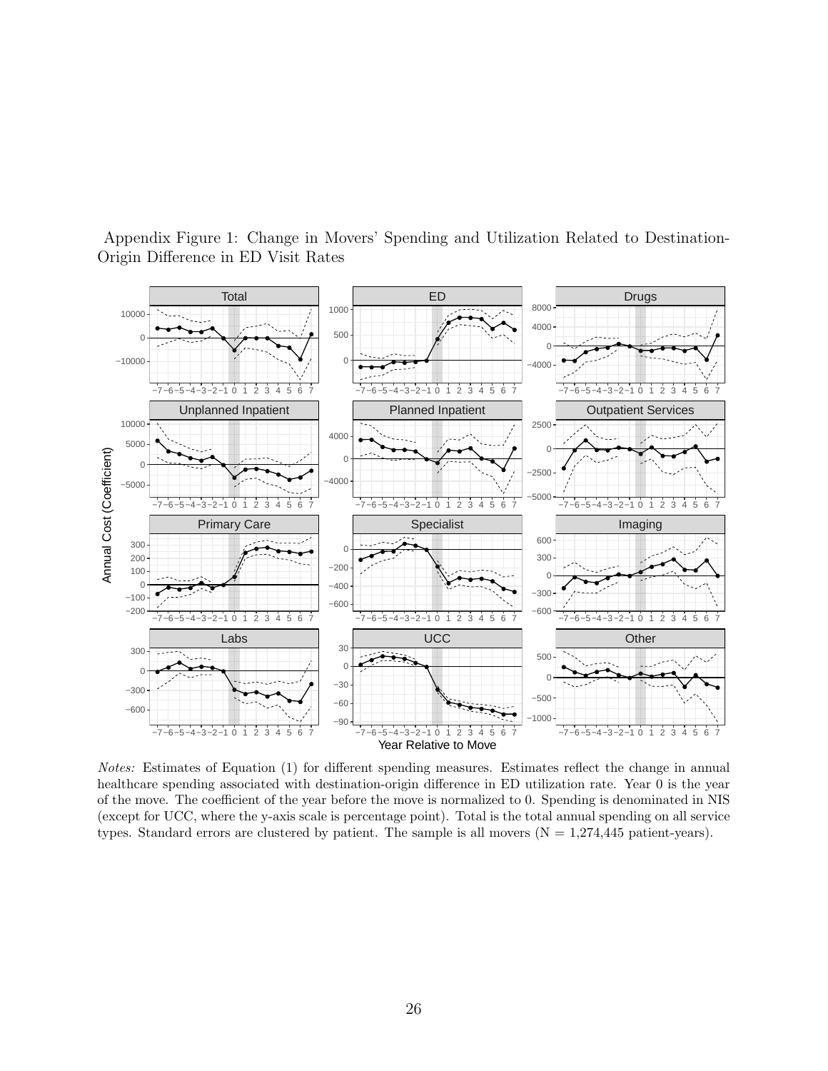Appendix Figure 1: Change in Movers' Spending and Utilization Related to Destination-Origin Difference in ED Visit Rates

*Notes:* Estimates of Equation (1) for different spending measures. Estimates reflect the change in annual healthcare spending associated with destination-origin difference in ED utilization rate. Year 0 is the year of the move. The coefficient of the year before the move is normalized to 0. Spending is denominated in NIS (except for UCC, where the y-axis scale is percentage point). Total is the total annual spending on all service types. Standard errors are clustered by patient. The sample is all movers (N = 1,274,445 patient-years).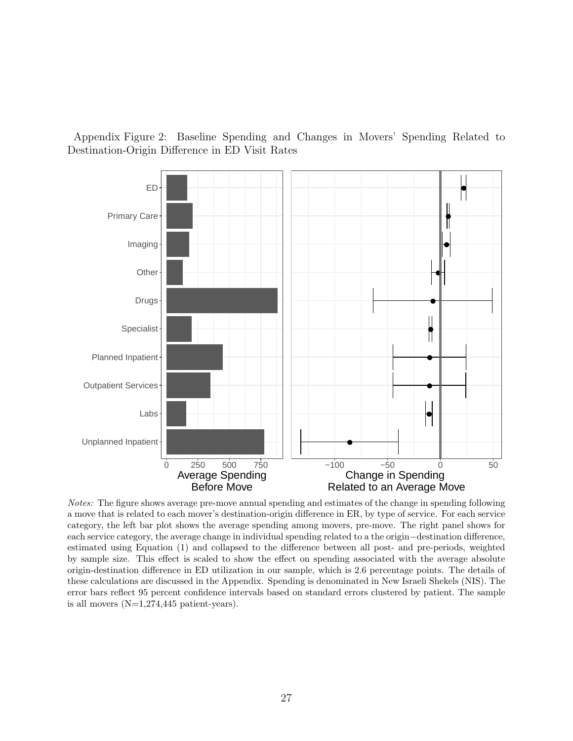Appendix Figure 2: Baseline Spending and Changes in Movers' Spending Related to Destination-Origin Difference in ED Visit Rates

*Notes:* The figure shows average pre-move annual spending and estimates of the change in spending following a move that is related to each mover's destination-origin difference in ER, by type of service. For each service category, the left bar plot shows the average spending among movers, pre-move. The right panel shows for each service category, the average change in individual spending related to a the origin−destination difference, estimated using Equation (1) and collapsed to the difference between all post- and pre-periods, weighted by sample size. This effect is scaled to show the effect on spending associated with the average absolute origin-destination difference in ED utilization in our sample, which is 2.6 percentage points. The details of these calculations are discussed in the Appendix. Spending is denominated in New Israeli Shekels (NIS). The error bars reflect 95 percent confidence intervals based on standard errors clustered by patient. The sample is all movers (N=1,274,445 patient-years).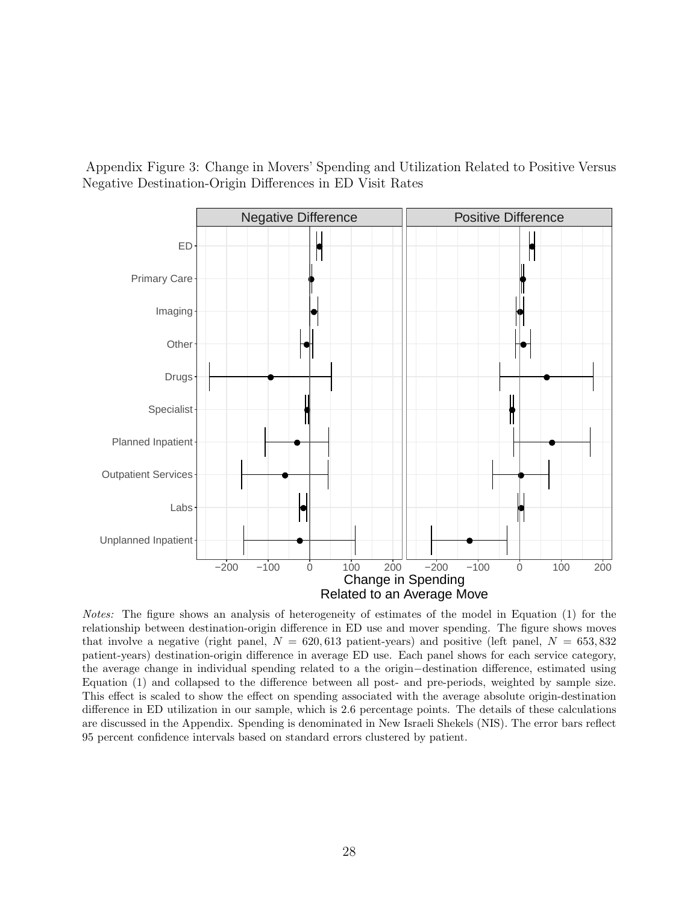Appendix Figure 3: Change in Movers' Spending and Utilization Related to Positive Versus Negative Destination-Origin Differences in ED Visit Rates

*Notes:* The figure shows an analysis of heterogeneity of estimates of the model in Equation (1) for the relationship between destination-origin difference in ED use and mover spending. The figure shows moves that involve a negative (right panel, $N = 620,613$ patient-years) and positive (left panel, $N = 653,832$ patient-years) destination-origin difference in average ED use. Each panel shows for each service category, the average change in individual spending related to a the origin−destination difference, estimated using Equation (1) and collapsed to the difference between all post- and pre-periods, weighted by sample size. This effect is scaled to show the effect on spending associated with the average absolute origin-destination difference in ED utilization in our sample, which is 2.6 percentage points. The details of these calculations are discussed in the Appendix. Spending is denominated in New Israeli Shekels (NIS). The error bars reflect 95 percent confidence intervals based on standard errors clustered by patient.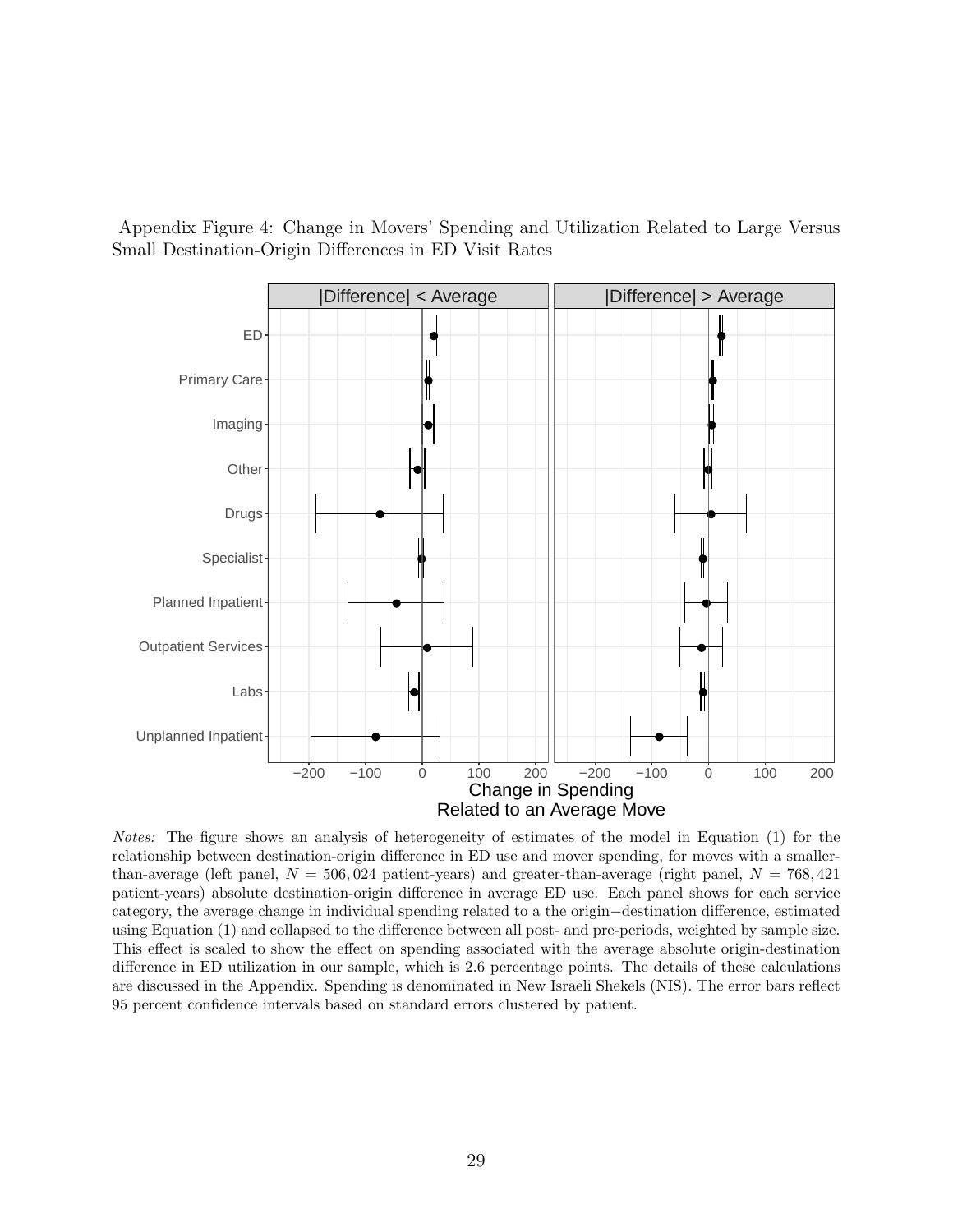Appendix Figure 4: Change in Movers' Spending and Utilization Related to Large Versus Small Destination-Origin Differences in ED Visit Rates

*Notes:* The figure shows an analysis of heterogeneity of estimates of the model in Equation (1) for the relationship between destination-origin difference in ED use and mover spending, for moves with a smaller-than-average (left panel, $N = 506,024$ patient-years) and greater-than-average (right panel, $N = 768,421$ patient-years) absolute destination-origin difference in average ED use. Each panel shows for each service category, the average change in individual spending related to a the origin−destination difference, estimated using Equation (1) and collapsed to the difference between all post- and pre-periods, weighted by sample size. This effect is scaled to show the effect on spending associated with the average absolute origin-destination difference in ED utilization in our sample, which is 2.6 percentage points. The details of these calculations are discussed in the Appendix. Spending is denominated in New Israeli Shekels (NIS). The error bars reflect 95 percent confidence intervals based on standard errors clustered by patient.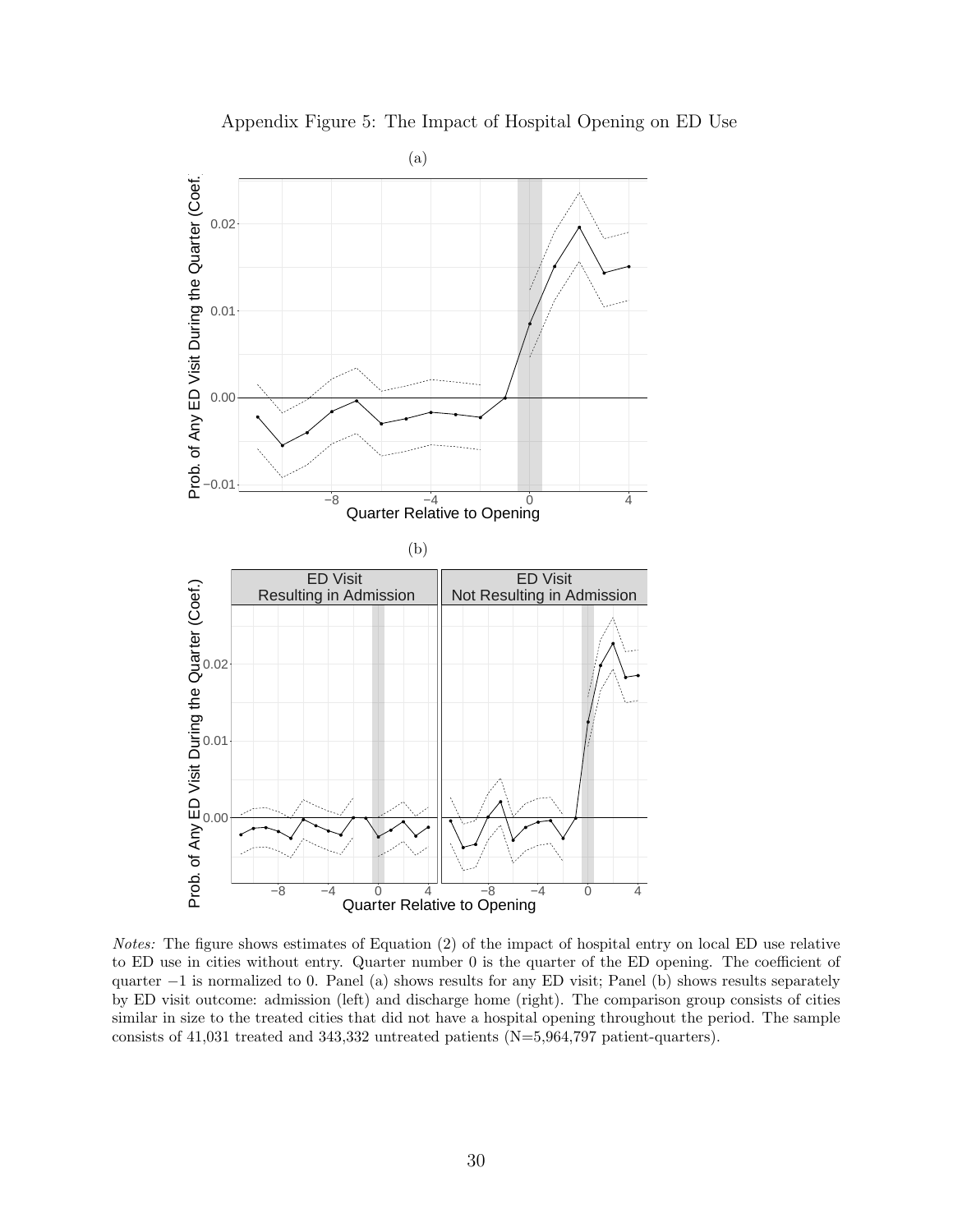Appendix Figure 5: The Impact of Hospital Opening on ED Use

(a)

(b)

*Notes:* The figure shows estimates of Equation (2) of the impact of hospital entry on local ED use relative to ED use in cities without entry. Quarter number 0 is the quarter of the ED opening. The coefficient of quarter −1 is normalized to 0. Panel (a) shows results for any ED visit; Panel (b) shows results separately by ED visit outcome: admission (left) and discharge home (right). The comparison group consists of cities similar in size to the treated cities that did not have a hospital opening throughout the period. The sample consists of 41,031 treated and 343,332 untreated patients (N=5,964,797 patient-quarters).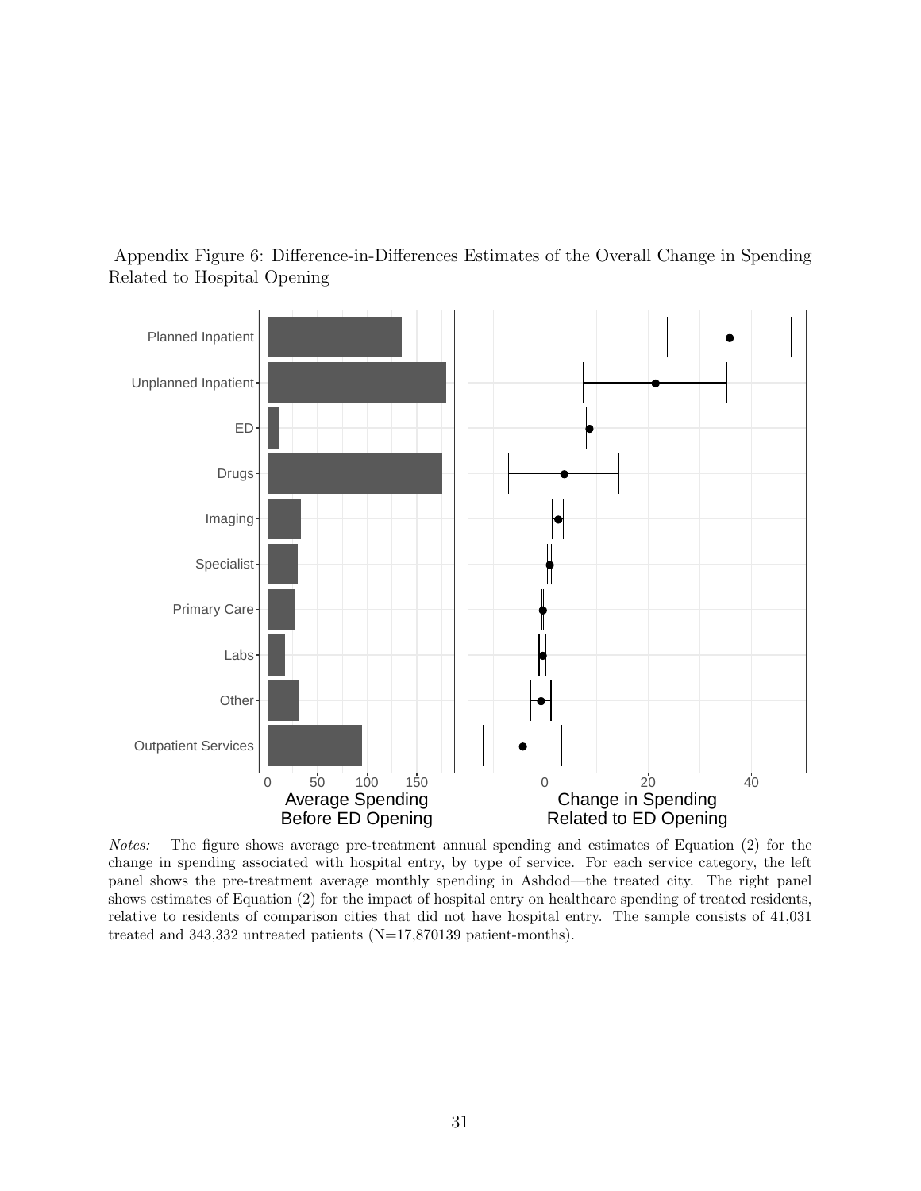Appendix Figure 6: Difference-in-Differences Estimates of the Overall Change in Spending Related to Hospital Opening

*Notes:* The figure shows average pre-treatment annual spending and estimates of Equation (2) for the change in spending associated with hospital entry, by type of service. For each service category, the left panel shows the pre-treatment average monthly spending in Ashdod—the treated city. The right panel shows estimates of Equation (2) for the impact of hospital entry on healthcare spending of treated residents, relative to residents of comparison cities that did not have hospital entry. The sample consists of 41,031 treated and 343,332 untreated patients (N=17,870139 patient-months).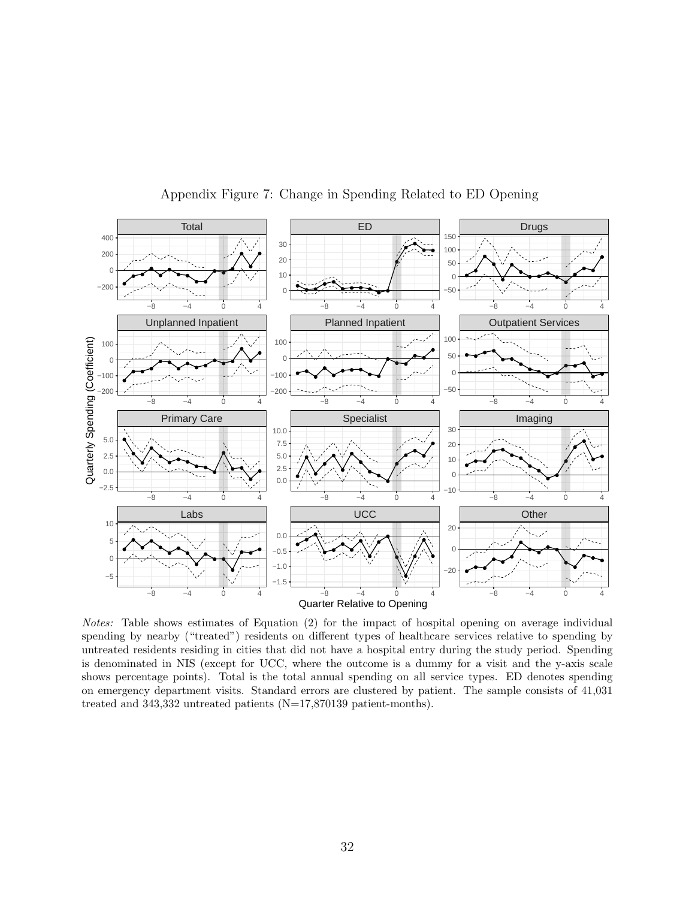Appendix Figure 7: Change in Spending Related to ED Opening

*Notes:* Table shows estimates of Equation (2) for the impact of hospital opening on average individual spending by nearby ("treated") residents on different types of healthcare services relative to spending by untreated residents residing in cities that did not have a hospital entry during the study period. Spending is denominated in NIS (except for UCC, where the outcome is a dummy for a visit and the y-axis scale shows percentage points). Total is the total annual spending on all service types. ED denotes spending on emergency department visits. Standard errors are clustered by patient. The sample consists of 41,031 treated and 343,332 untreated patients (N=17,870139 patient-months).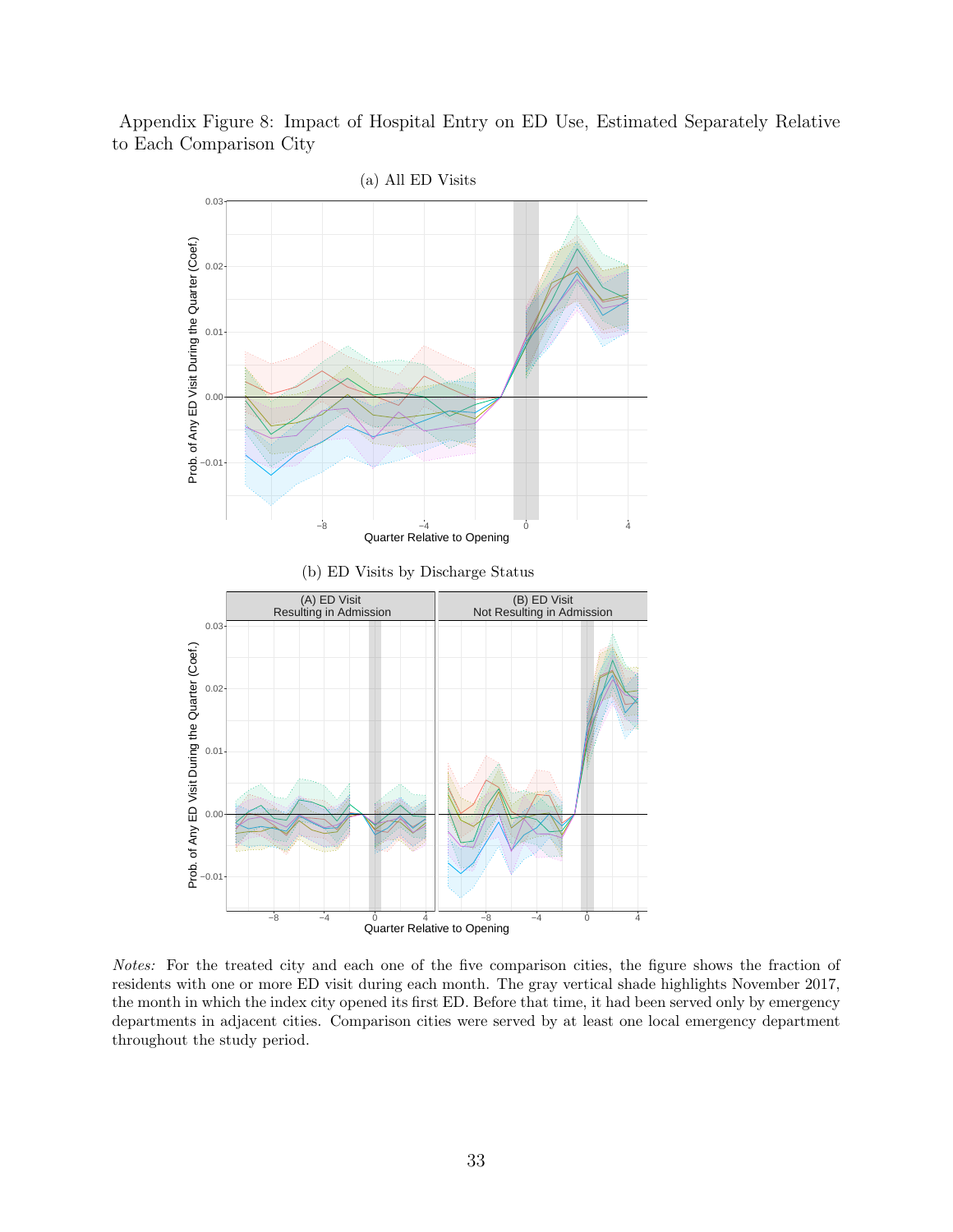Appendix Figure 8: Impact of Hospital Entry on ED Use, Estimated Separately Relative to Each Comparison City

(a) All ED Visits

(b) ED Visits by Discharge Status

*Notes:* For the treated city and each one of the five comparison cities, the figure shows the fraction of residents with one or more ED visit during each month. The gray vertical shade highlights November 2017, the month in which the index city opened its first ED. Before that time, it had been served only by emergency departments in adjacent cities. Comparison cities were served by at least one local emergency department throughout the study period.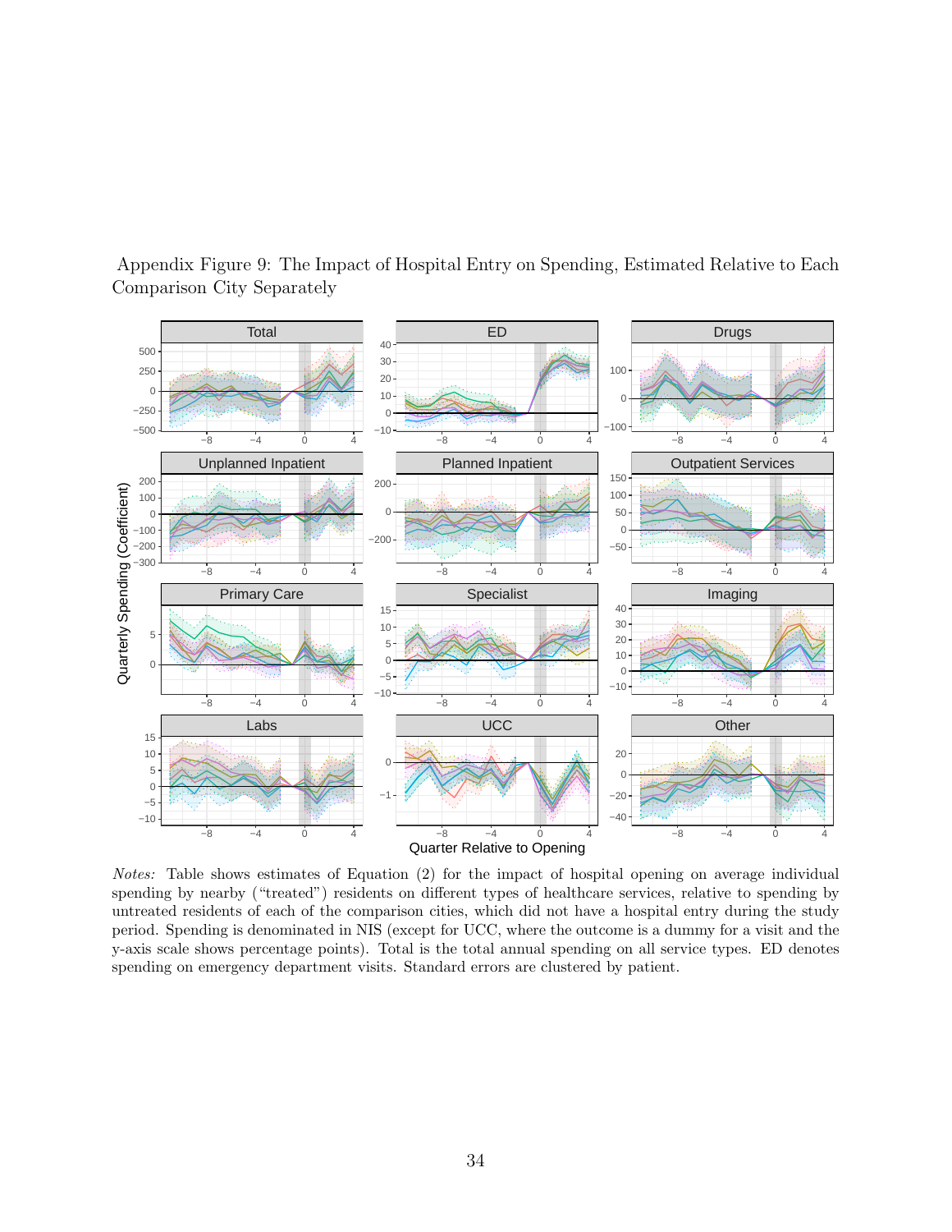Appendix Figure 9: The Impact of Hospital Entry on Spending, Estimated Relative to Each Comparison City Separately

*Notes:* Table shows estimates of Equation (2) for the impact of hospital opening on average individual spending by nearby ("treated") residents on different types of healthcare services, relative to spending by untreated residents of each of the comparison cities, which did not have a hospital entry during the study period. Spending is denominated in NIS (except for UCC, where the outcome is a dummy for a visit and the y-axis scale shows percentage points). Total is the total annual spending on all service types. ED denotes spending on emergency department visits. Standard errors are clustered by patient.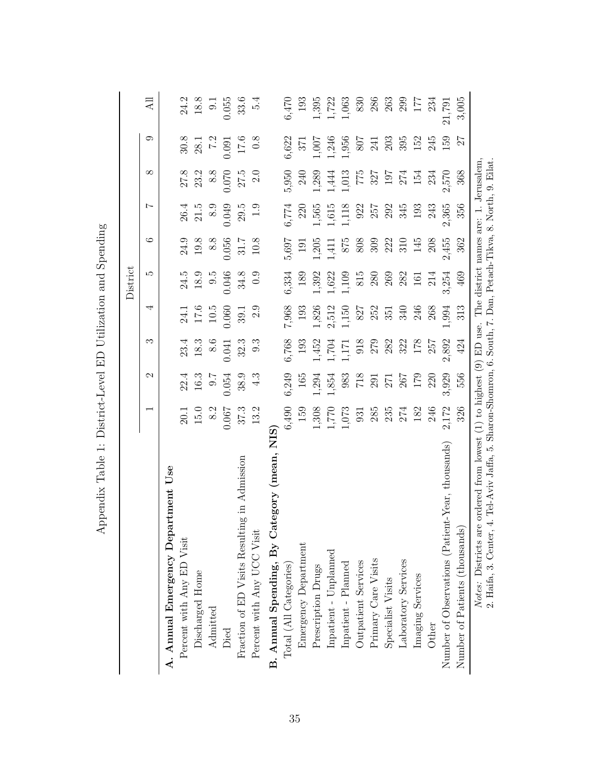# Appendix Table 1: District-Level ED Utilization and Spending

| | District | | | | | | | | | |
|---|---|---|---|---|---|---|---|---|---|---|
| | 1 | 2 | 3 | 4 | 5 | 6 | 7 | 8 | 9 | All |
| **A. Annual Emergency Department Use** | | | | | | | | | | |
| Percent with Any ED Visit | 20.1 | 22.4 | 23.4 | 24.1 | 24.5 | 24.9 | 26.4 | 27.8 | 30.8 | 24.2 |
| Discharged Home | 15.0 | 16.3 | 18.3 | 17.6 | 18.9 | 19.8 | 21.5 | 23.2 | 28.1 | 18.8 |
| Admitted | 8.2 | 9.7 | 8.6 | 10.5 | 9.5 | 8.8 | 8.9 | 8.8 | 7.2 | 9.1 |
| Died | 0.067 | 0.054 | 0.041 | 0.060 | 0.046 | 0.056 | 0.049 | 0.070 | 0.091 | 0.055 |
| Fraction of ED Visits Resulting in Admission | 37.3 | 38.9 | 32.3 | 39.1 | 34.8 | 31.7 | 29.5 | 27.5 | 17.6 | 33.6 |
| Percent with Any UCC Visit | 13.2 | 4.3 | 9.3 | 2.9 | 0.9 | 10.8 | 1.9 | 2.0 | 0.8 | 5.4 |
| **B. Annual Spending, By Category (mean, NIS)** | | | | | | | | | | |
| Total (All Categories) | 6,490 | 6,249 | 6,768 | 7,968 | 6,334 | 5,697 | 6,774 | 5,950 | 6,622 | 6,470 |
| Emergency Department | 159 | 165 | 193 | 193 | 189 | 191 | 220 | 240 | 371 | 193 |
| Prescription Drugs | 1,308 | 1,294 | 1,452 | 1,826 | 1,392 | 1,205 | 1,565 | 1,289 | 1,007 | 1,395 |
| Inpatient - Unplanned | 1,770 | 1,854 | 1,704 | 2,512 | 1,622 | 1,411 | 1,615 | 1,444 | 1,246 | 1,722 |
| Inpatient - Planned | 1,073 | 983 | 1,171 | 1,150 | 1,109 | 875 | 1,118 | 1,013 | 1,956 | 1,063 |
| Outpatient Services | 931 | 718 | 918 | 827 | 815 | 808 | 922 | 775 | 807 | 830 |
| Primary Care Visits | 285 | 291 | 279 | 252 | 280 | 309 | 257 | 327 | 241 | 286 |
| Specialist Visits | 235 | 271 | 282 | 351 | 269 | 222 | 292 | 197 | 203 | 263 |
| Laboratory Services | 274 | 267 | 322 | 340 | 282 | 310 | 345 | 274 | 395 | 299 |
| Imaging Services | 182 | 179 | 178 | 246 | 161 | 145 | 193 | 154 | 152 | 177 |
| Other | 246 | 220 | 257 | 268 | 214 | 208 | 243 | 234 | 245 | 234 |
| Number of Observations (Patient-Year, thousands) | 2,172 | 3,929 | 2,892 | 1,994 | 3,254 | 2,455 | 2,365 | 2,570 | 159 | 21,791 |
| Number of Patients (thousands) | 326 | 556 | 424 | 313 | 469 | 362 | 356 | 368 | 27 | 3,005 |

*Notes:* Districts are ordered from lowest (1) to highest (9) ED use. The district names are: 1. Jerusalem, 2. Haifa, 3. Center, 4. Tel-Aviv Jaffa, 5. Sharon-Shomron, 6. South, 7. Dan, Petach-Tikva, 8. North, 9. Eilat.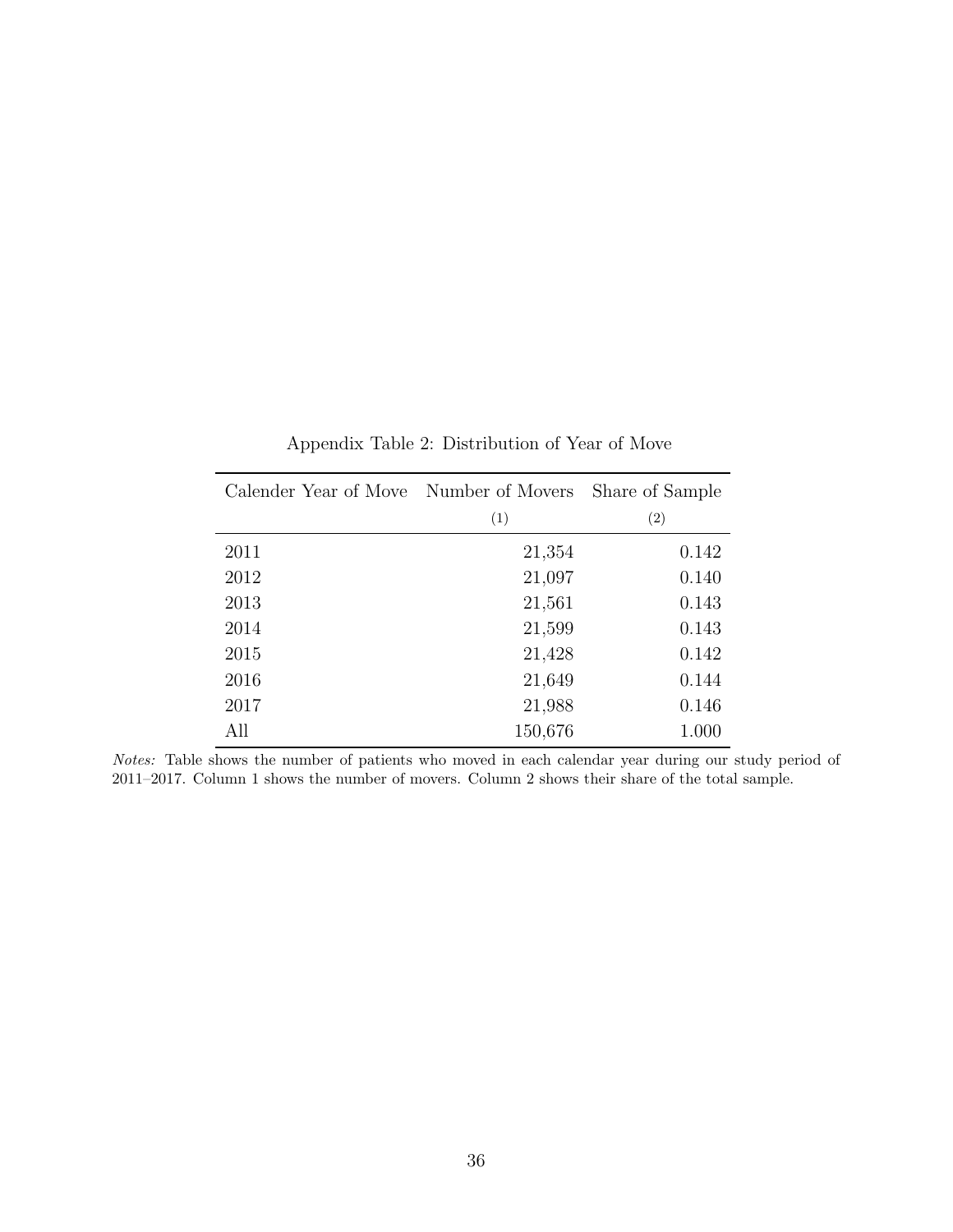Appendix Table 2: Distribution of Year of Move

| Calender Year of Move | Number of Movers | Share of Sample |
|---|---|---|
| | (1) | (2) |
| 2011 | 21,354 | 0.142 |
| 2012 | 21,097 | 0.140 |
| 2013 | 21,561 | 0.143 |
| 2014 | 21,599 | 0.143 |
| 2015 | 21,428 | 0.142 |
| 2016 | 21,649 | 0.144 |
| 2017 | 21,988 | 0.146 |
| All | 150,676 | 1.000 |

*Notes:* Table shows the number of patients who moved in each calendar year during our study period of 2011–2017. Column 1 shows the number of movers. Column 2 shows their share of the total sample.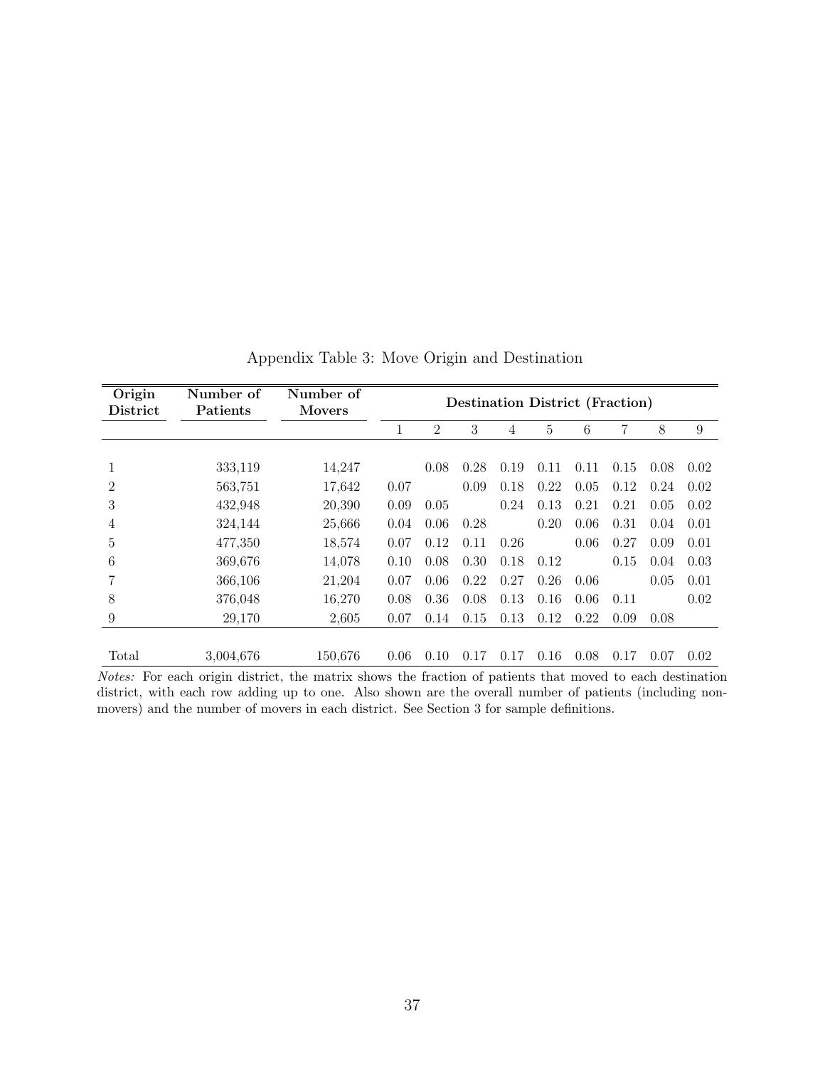Appendix Table 3: Move Origin and Destination

| Origin District | Number of Patients | Number of Movers | Destination District (Fraction) | | | | | | | | |
|---|---|---|---|---|---|---|---|---|---|---|---|
| | | | 1 | 2 | 3 | 4 | 5 | 6 | 7 | 8 | 9 |
| 1 | 333,119 | 14,247 | | 0.08 | 0.28 | 0.19 | 0.11 | 0.11 | 0.15 | 0.08 | 0.02 |
| 2 | 563,751 | 17,642 | 0.07 | | 0.09 | 0.18 | 0.22 | 0.05 | 0.12 | 0.24 | 0.02 |
| 3 | 432,948 | 20,390 | 0.09 | 0.05 | | 0.24 | 0.13 | 0.21 | 0.21 | 0.05 | 0.02 |
| 4 | 324,144 | 25,666 | 0.04 | 0.06 | 0.28 | | 0.20 | 0.06 | 0.31 | 0.04 | 0.01 |
| 5 | 477,350 | 18,574 | 0.07 | 0.12 | 0.11 | 0.26 | | 0.06 | 0.27 | 0.09 | 0.01 |
| 6 | 369,676 | 14,078 | 0.10 | 0.08 | 0.30 | 0.18 | 0.12 | | 0.15 | 0.04 | 0.03 |
| 7 | 366,106 | 21,204 | 0.07 | 0.06 | 0.22 | 0.27 | 0.26 | 0.06 | | 0.05 | 0.01 |
| 8 | 376,048 | 16,270 | 0.08 | 0.36 | 0.08 | 0.13 | 0.16 | 0.06 | 0.11 | | 0.02 |
| 9 | 29,170 | 2,605 | 0.07 | 0.14 | 0.15 | 0.13 | 0.12 | 0.22 | 0.09 | 0.08 | |
| Total | 3,004,676 | 150,676 | 0.06 | 0.10 | 0.17 | 0.17 | 0.16 | 0.08 | 0.17 | 0.07 | 0.02 |

*Notes:* For each origin district, the matrix shows the fraction of patients that moved to each destination district, with each row adding up to one. Also shown are the overall number of patients (including non-movers) and the number of movers in each district. See Section 3 for sample definitions.